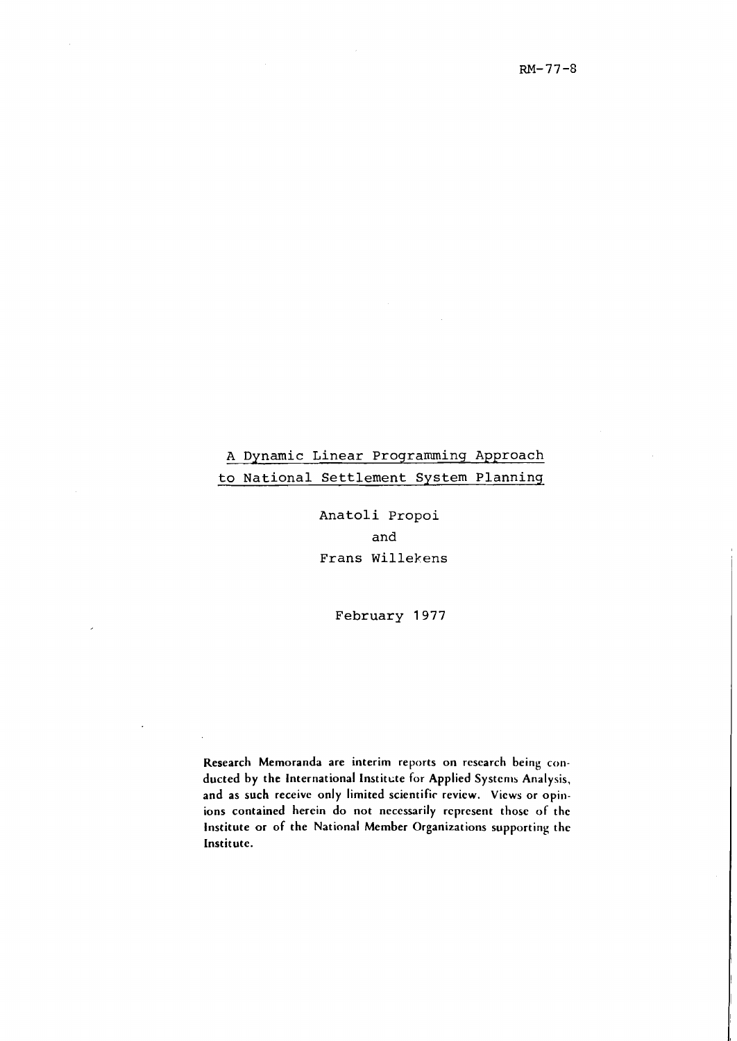RM-77-8

# A Dynamic Linear Programming Approach to National Settlement System Planning

Anatoli Propoi

and

Frans Willekens

February 1977

**Research Memoranda are interim reports on research being conducted by the International Institute for Applied Systems Analysis, and as such receive only limited scientific review. Views or opinions contained herein do not necessarily represent those of the Institute or of the National Member Organizations supporting the Institute.**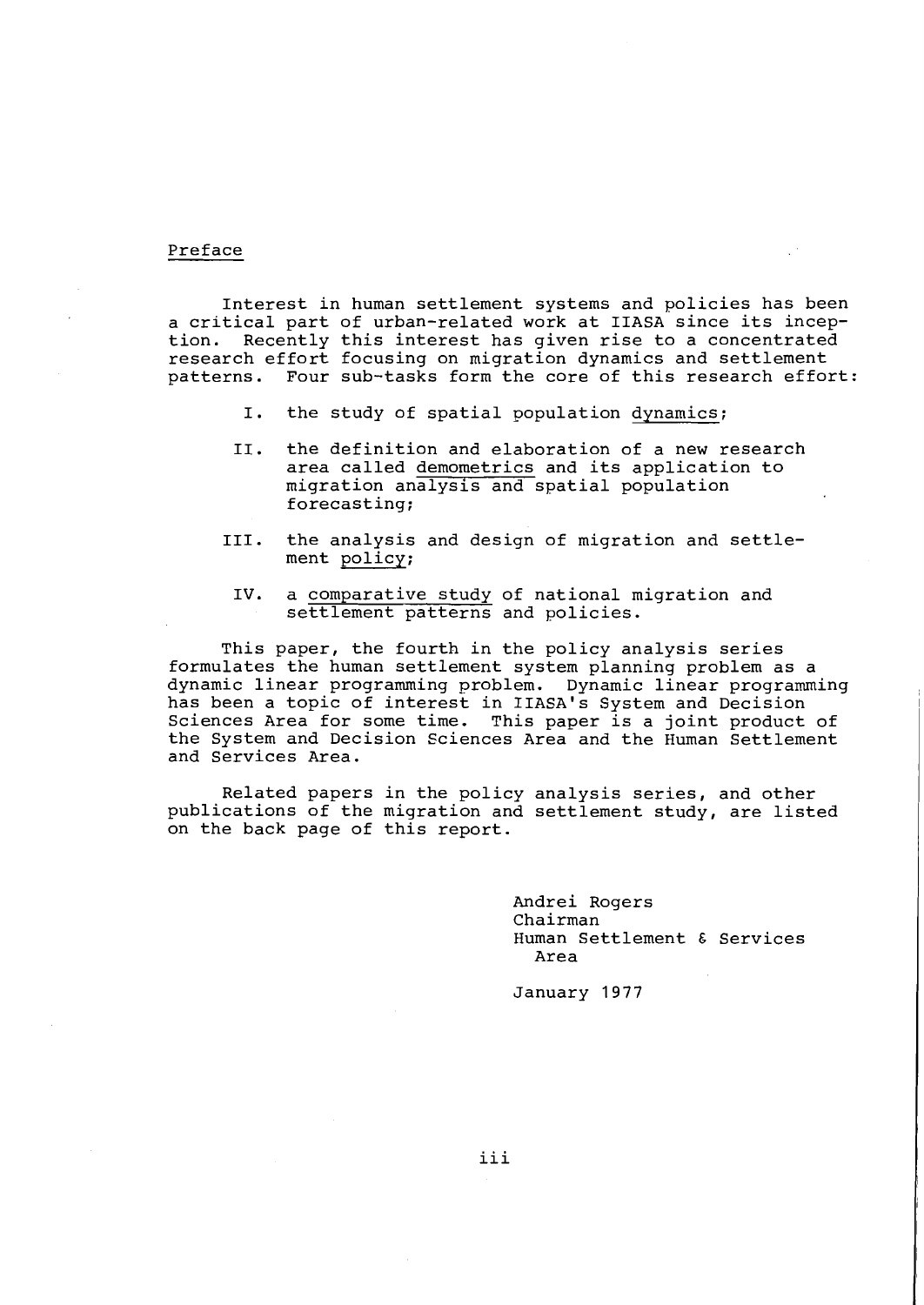## Preface

Interest in human settlement systems and policies has been a critical part of urban-related work at IIASA since its inception. Recently this interest has given rise to a concentrated research effort focusing on migration dynamics and settlement patterns. Four sub-tasks form the core of this research effort:

I. the study of spatial population <u>dynamics</u>;

II. the definition and elaboration of a new research area called <u>demometrics</u> and its application to migration analysis and spatial population forecasting;

III. the analysis and design of migration and settlement <u>policy</u>;

IV. a <u>comparative study</u> of national migration and settlement patterns and policies.

This paper, the fourth in the policy analysis series formulates the human settlement system planning problem as a dynamic linear programming problem. Dynamic linear programming has been a topic of interest in IIASA's System and Decision Sciences Area for some time. This paper is a joint product of the System and Decision Sciences Area and the Human Settlement and Services Area.

Related papers in the policy analysis series, and other publications of the migration and settlement study, are listed on the back page of this report.

Andrei Rogers
Chairman
Human Settlement & Services Area

January 1977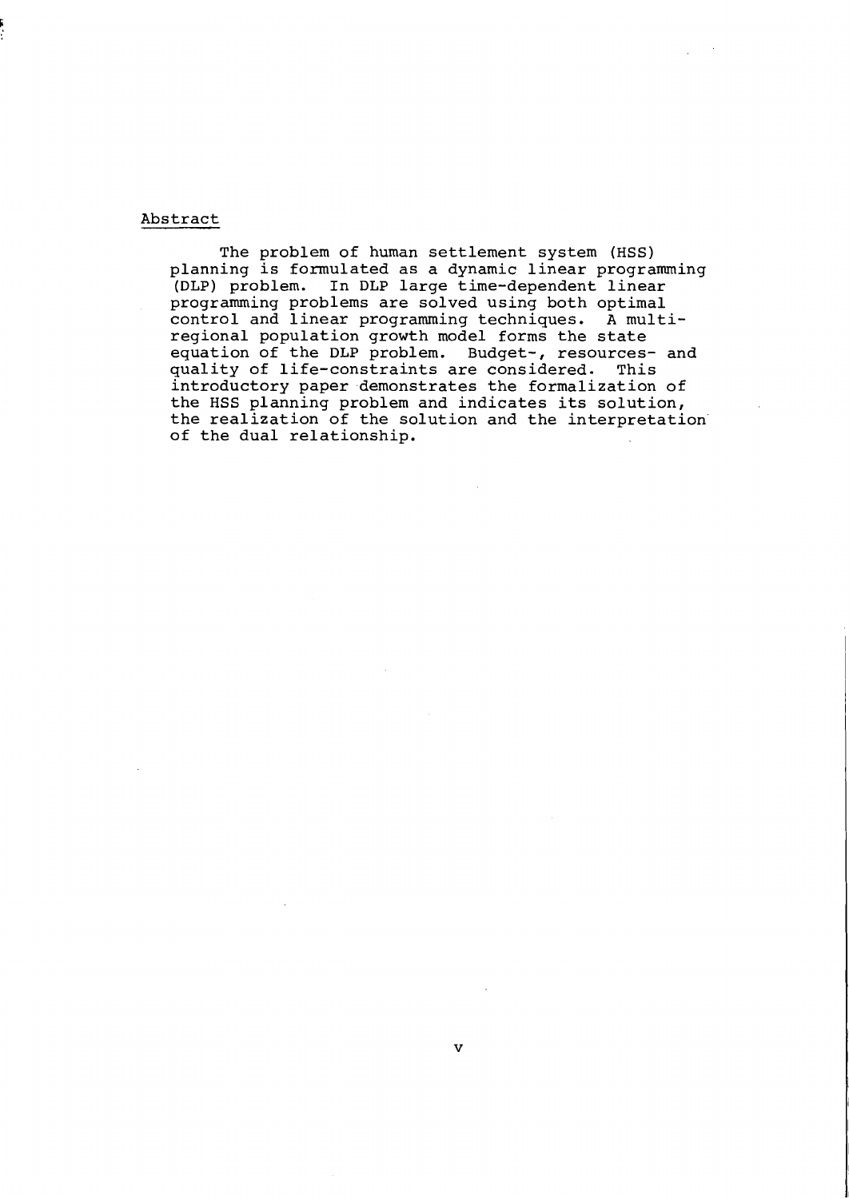## Abstract

The problem of human settlement system (HSS) planning is formulated as a dynamic linear programming (DLP) problem. In DLP large time-dependent linear programming problems are solved using both optimal control and linear programming techniques. A multi-regional population growth model forms the state equation of the DLP problem. Budget-, resources- and quality of life-constraints are considered. This introductory paper demonstrates the formalization of the HSS planning problem and indicates its solution, the realization of the solution and the interpretation of the dual relationship.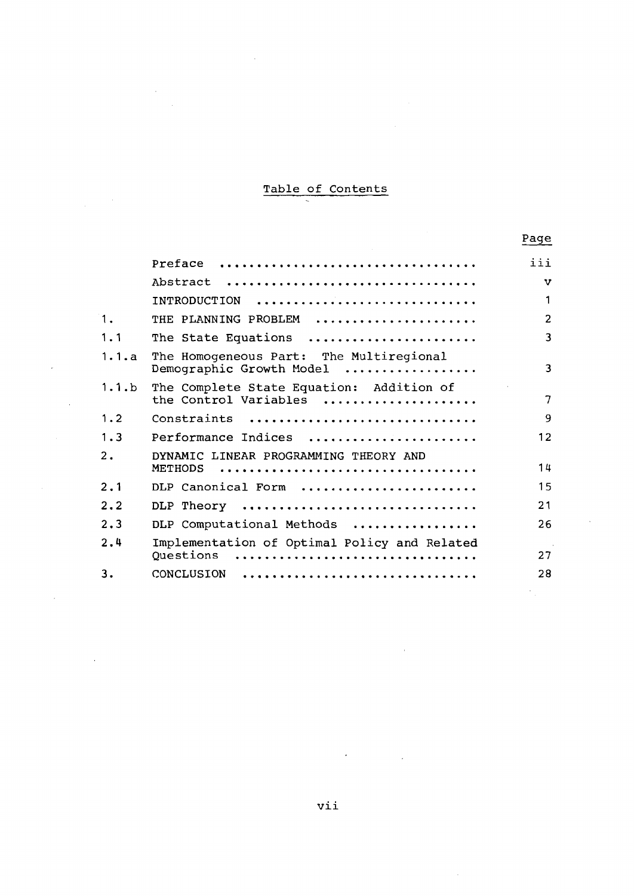# Table of Contents

| | | Page |
|---|---|---|
| | Preface | iii |
| | Abstract | v |
| | INTRODUCTION | 1 |
| 1. | THE PLANNING PROBLEM | 2 |
| 1.1 | The State Equations | 3 |
| 1.1.a | The Homogeneous Part: The Multiregional Demographic Growth Model | 3 |
| 1.1.b | The Complete State Equation: Addition of the Control Variables | 7 |
| 1.2 | Constraints | 9 |
| 1.3 | Performance Indices | 12 |
| 2. | DYNAMIC LINEAR PROGRAMMING THEORY AND METHODS | 14 |
| 2.1 | DLP Canonical Form | 15 |
| 2.2 | DLP Theory | 21 |
| 2.3 | DLP Computational Methods | 26 |
| 2.4 | Implementation of Optimal Policy and Related Questions | 27 |
| 3. | CONCLUSION | 28 |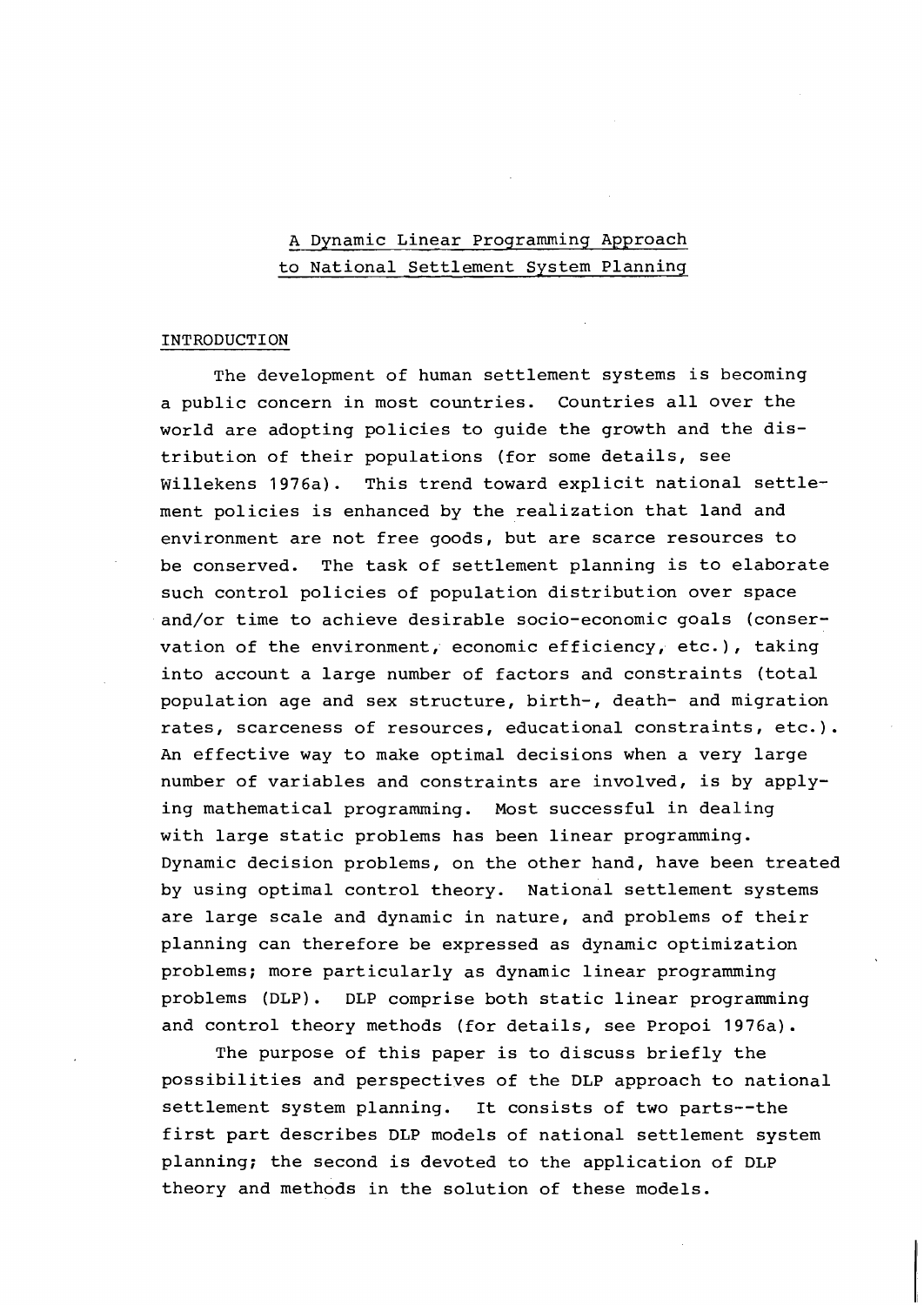# A Dynamic Linear Programming Approach to National Settlement System Planning

## INTRODUCTION

The development of human settlement systems is becoming a public concern in most countries. Countries all over the world are adopting policies to guide the growth and the distribution of their populations (for some details, see Willekens 1976a). This trend toward explicit national settlement policies is enhanced by the realization that land and environment are not free goods, but are scarce resources to be conserved. The task of settlement planning is to elaborate such control policies of population distribution over space and/or time to achieve desirable socio-economic goals (conservation of the environment, economic efficiency, etc.), taking into account a large number of factors and constraints (total population age and sex structure, birth-, death- and migration rates, scarceness of resources, educational constraints, etc.). An effective way to make optimal decisions when a very large number of variables and constraints are involved, is by applying mathematical programming. Most successful in dealing with large static problems has been linear programming. Dynamic decision problems, on the other hand, have been treated by using optimal control theory. National settlement systems are large scale and dynamic in nature, and problems of their planning can therefore be expressed as dynamic optimization problems; more particularly as dynamic linear programming problems (DLP). DLP comprise both static linear programming and control theory methods (for details, see Propoi 1976a).

The purpose of this paper is to discuss briefly the possibilities and perspectives of the DLP approach to national settlement system planning. It consists of two parts--the first part describes DLP models of national settlement system planning; the second is devoted to the application of DLP theory and methods in the solution of these models.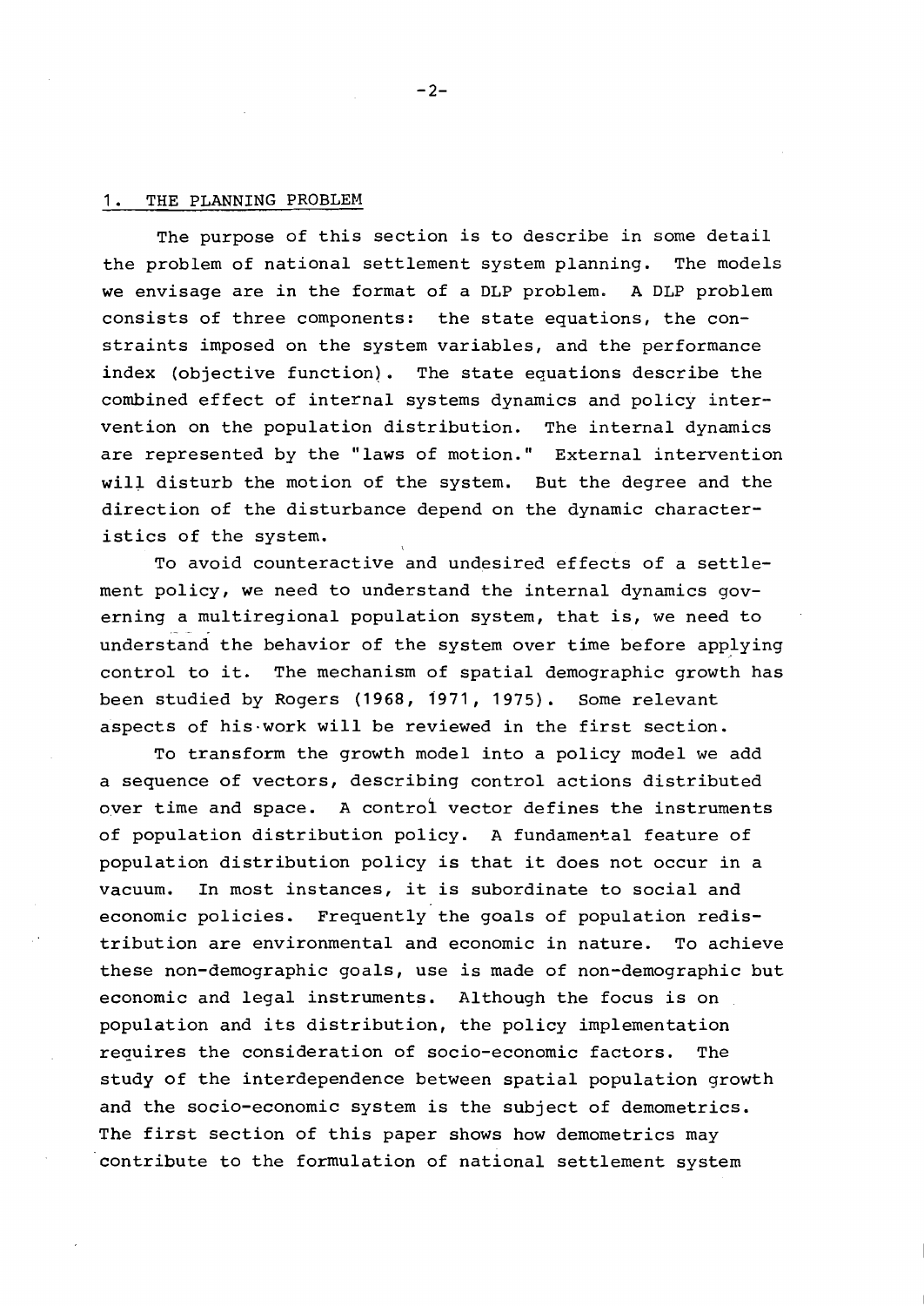## 1. THE PLANNING PROBLEM

The purpose of this section is to describe in some detail the problem of national settlement system planning. The models we envisage are in the format of a DLP problem. A DLP problem consists of three components: the state equations, the constraints imposed on the system variables, and the performance index (objective function). The state equations describe the combined effect of internal systems dynamics and policy intervention on the population distribution. The internal dynamics are represented by the "laws of motion." External intervention will disturb the motion of the system. But the degree and the direction of the disturbance depend on the dynamic characteristics of the system.

To avoid counteractive and undesired effects of a settlement policy, we need to understand the internal dynamics governing a multiregional population system, that is, we need to understand the behavior of the system over time before applying control to it. The mechanism of spatial demographic growth has been studied by Rogers (1968, 1971, 1975). Some relevant aspects of his work will be reviewed in the first section.

To transform the growth model into a policy model we add a sequence of vectors, describing control actions distributed over time and space. A control vector defines the instruments of population distribution policy. A fundamental feature of population distribution policy is that it does not occur in a vacuum. In most instances, it is subordinate to social and economic policies. Frequently the goals of population redistribution are environmental and economic in nature. To achieve these non-demographic goals, use is made of non-demographic but economic and legal instruments. Although the focus is on population and its distribution, the policy implementation requires the consideration of socio-economic factors. The study of the interdependence between spatial population growth and the socio-economic system is the subject of demometrics. The first section of this paper shows how demometrics may contribute to the formulation of national settlement system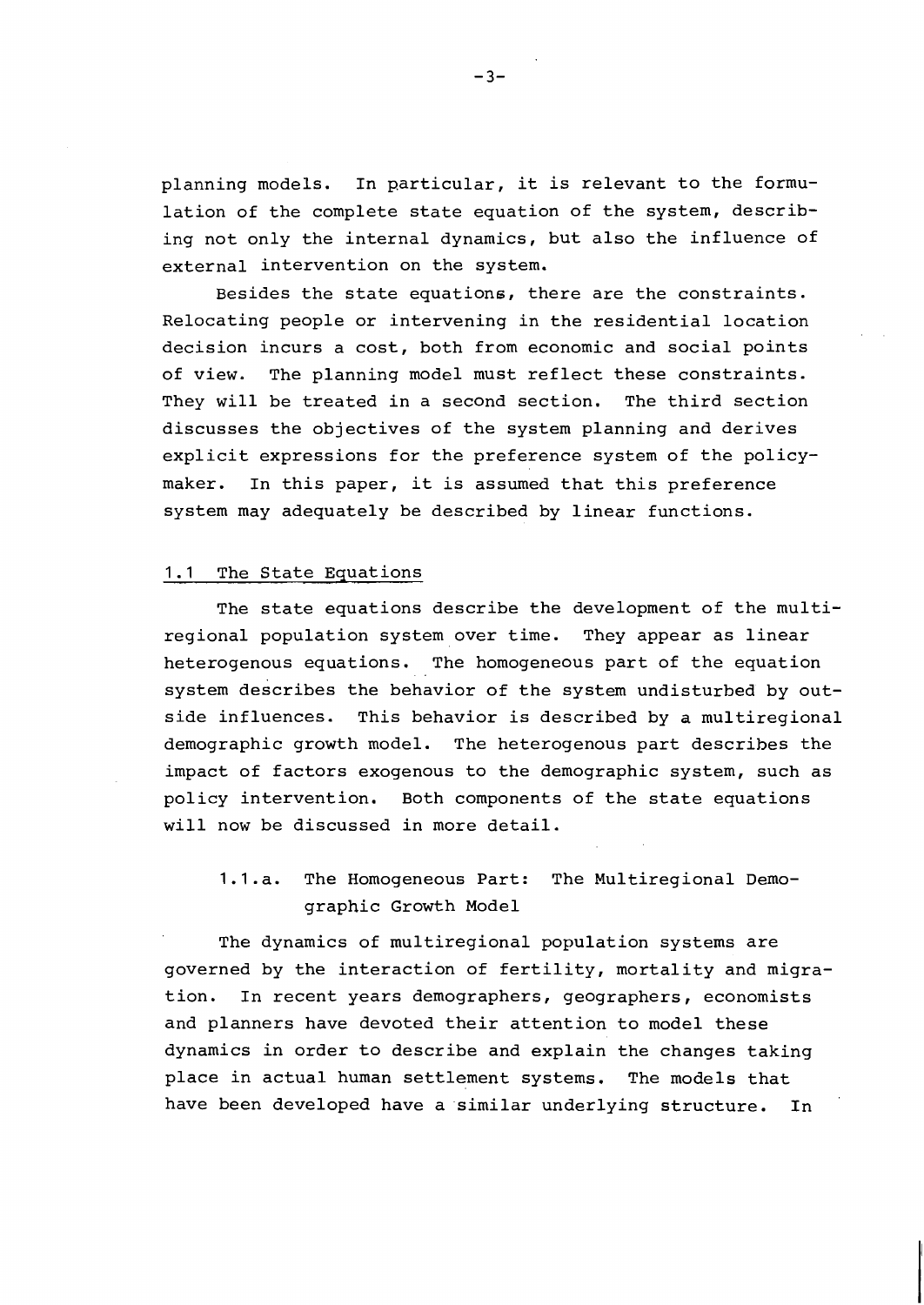planning models. In particular, it is relevant to the formulation of the complete state equation of the system, describing not only the internal dynamics, but also the influence of external intervention on the system.

Besides the state equations, there are the constraints. Relocating people or intervening in the residential location decision incurs a cost, both from economic and social points of view. The planning model must reflect these constraints. They will be treated in a second section. The third section discusses the objectives of the system planning and derives explicit expressions for the preference system of the policymaker. In this paper, it is assumed that this preference system may adequately be described by linear functions.

## 1.1 The State Equations

The state equations describe the development of the multiregional population system over time. They appear as linear heterogenous equations. The homogeneous part of the equation system describes the behavior of the system undisturbed by outside influences. This behavior is described by a multiregional demographic growth model. The heterogenous part describes the impact of factors exogenous to the demographic system, such as policy intervention. Both components of the state equations will now be discussed in more detail.

### 1.1.a. The Homogeneous Part: The Multiregional Demographic Growth Model

The dynamics of multiregional population systems are governed by the interaction of fertility, mortality and migration. In recent years demographers, geographers, economists and planners have devoted their attention to model these dynamics in order to describe and explain the changes taking place in actual human settlement systems. The models that have been developed have a similar underlying structure. In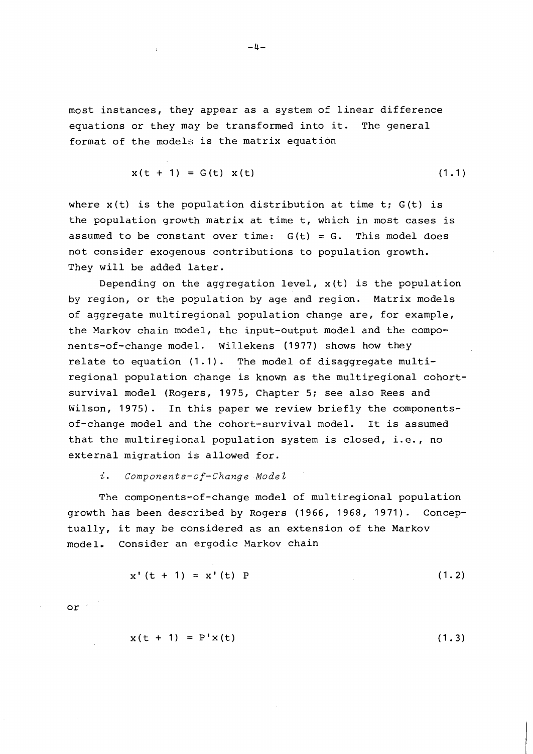most instances, they appear as a system of linear difference equations or they may be transformed into it. The general format of the models is the matrix equation

$$x(t + 1) = G(t)\ x(t) \tag{1.1}$$

where $x(t)$ is the population distribution at time t; $G(t)$ is the population growth matrix at time t, which in most cases is assumed to be constant over time: $G(t) = G$. This model does not consider exogenous contributions to population growth. They will be added later.

Depending on the aggregation level, $x(t)$ is the population by region, or the population by age and region. Matrix models of aggregate multiregional population change are, for example, the Markov chain model, the input-output model and the components-of-change model. Willekens (1977) shows how they relate to equation (1.1). The model of disaggregate multiregional population change is known as the multiregional cohort-survival model (Rogers, 1975, Chapter 5; see also Rees and Wilson, 1975). In this paper we review briefly the components-of-change model and the cohort-survival model. It is assumed that the multiregional population system is closed, i.e., no external migration is allowed for.

*i. Components-of-Change Model*

The components-of-change model of multiregional population growth has been described by Rogers (1966, 1968, 1971). Conceptually, it may be considered as an extension of the Markov model. Consider an ergodic Markov chain

$$x'(t + 1) = x'(t)\ P \tag{1.2}$$

or

$$x(t + 1) = P'x(t) \tag{1.3}$$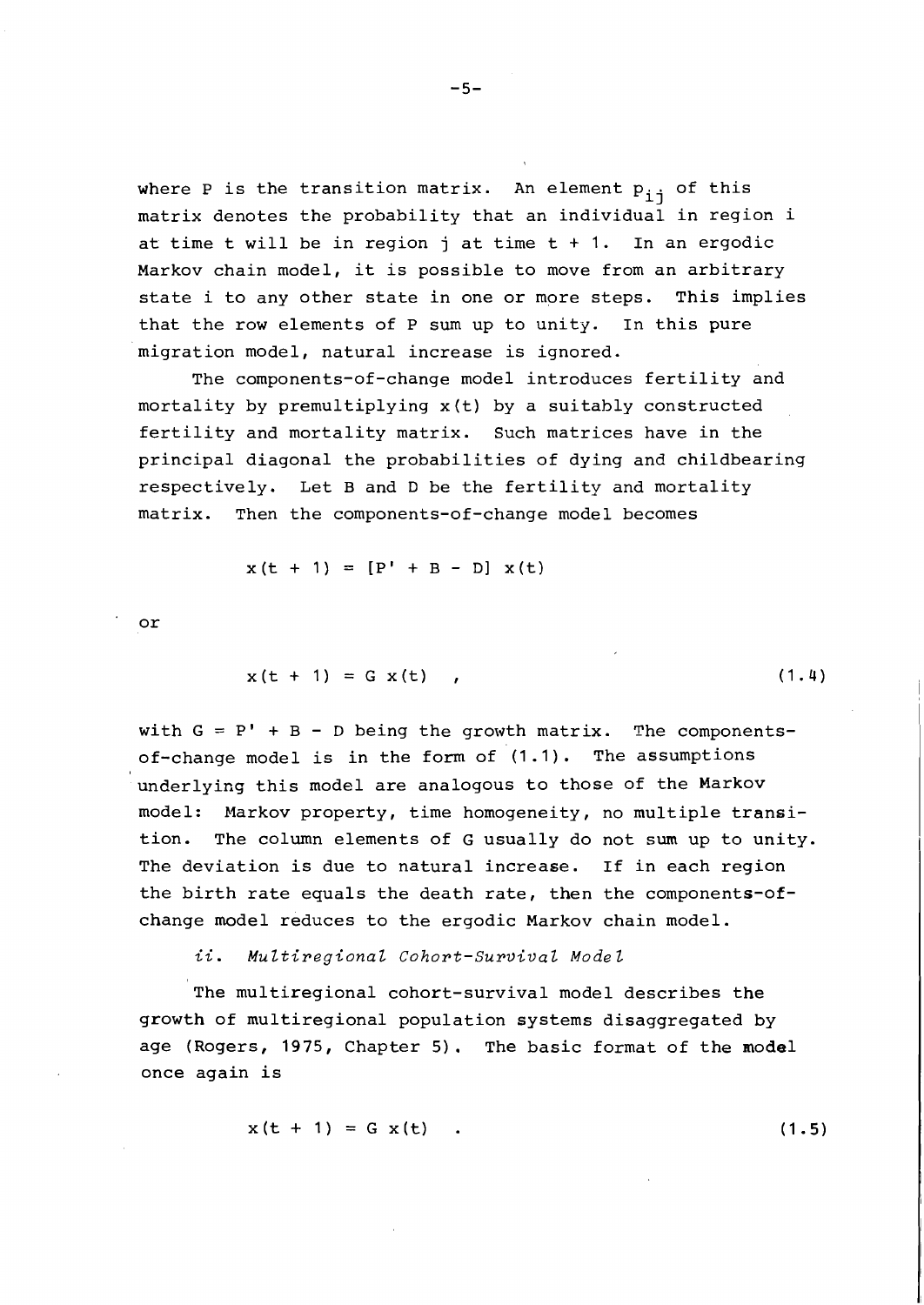where P is the transition matrix. An element $p_{ij}$ of this matrix denotes the probability that an individual in region i at time t will be in region j at time t + 1. In an ergodic Markov chain model, it is possible to move from an arbitrary state i to any other state in one or more steps. This implies that the row elements of P sum up to unity. In this pure migration model, natural increase is ignored.

The components-of-change model introduces fertility and mortality by premultiplying x(t) by a suitably constructed fertility and mortality matrix. Such matrices have in the principal diagonal the probabilities of dying and childbearing respectively. Let B and D be the fertility and mortality matrix. Then the components-of-change model becomes

$$x(t + 1) = [P' + B - D] \; x(t)$$

or

$$x(t + 1) = G \; x(t) \quad , \tag{1.4}$$

with $G = P' + B - D$ being the growth matrix. The components-of-change model is in the form of (1.1). The assumptions underlying this model are analogous to those of the Markov model: Markov property, time homogeneity, no multiple transition. The column elements of G usually do not sum up to unity. The deviation is due to natural increase. If in each region the birth rate equals the death rate, then the components-of-change model reduces to the ergodic Markov chain model.

*ii. Multiregional Cohort-Survival Model*

The multiregional cohort-survival model describes the growth of multiregional population systems disaggregated by age (Rogers, 1975, Chapter 5). The basic format of the model once again is

$$x(t + 1) = G \; x(t) \quad . \tag{1.5}$$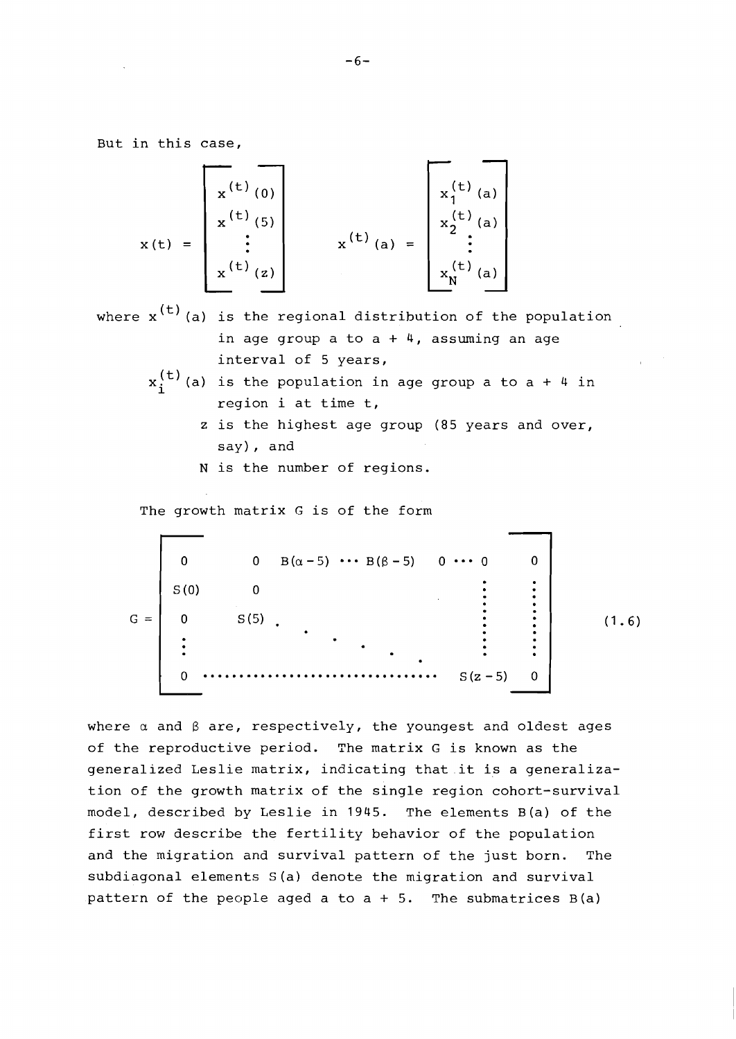But in this case,

$$
x(t) = \begin{bmatrix} x^{(t)}(0) \\ x^{(t)}(5) \\ \vdots \\ x^{(t)}(z) \end{bmatrix} \qquad x^{(t)}(a) = \begin{bmatrix} x_1^{(t)}(a) \\ x_2^{(t)}(a) \\ \vdots \\ x_N^{(t)}(a) \end{bmatrix}
$$

where $x^{(t)}(a)$ is the regional distribution of the population in age group a to a + 4, assuming an age interval of 5 years,

$x_i^{(t)}(a)$ is the population in age group a to a + 4 in region i at time t,

z is the highest age group (85 years and over, say), and

N is the number of regions.

The growth matrix G is of the form

$$
G = \begin{bmatrix} 0 & 0 & B(\alpha-5) & \cdots & B(\beta-5) & 0 & \cdots & 0 & 0 \\ S(0) & 0 & & & & & & \vdots & \vdots \\ 0 & S(5) & \ddots & & & & & \vdots & \vdots \\ \vdots & & & \ddots & & & & \vdots & \vdots \\ 0 & \cdots & \cdots & \cdots & \cdots & \cdots & \cdots & S(z-5) & 0 \end{bmatrix} \qquad (1.6)
$$

where $\alpha$ and $\beta$ are, respectively, the youngest and oldest ages of the reproductive period. The matrix G is known as the generalized Leslie matrix, indicating that it is a generalization of the growth matrix of the single region cohort-survival model, described by Leslie in 1945. The elements B(a) of the first row describe the fertility behavior of the population and the migration and survival pattern of the just born. The subdiagonal elements S(a) denote the migration and survival pattern of the people aged a to a + 5. The submatrices B(a)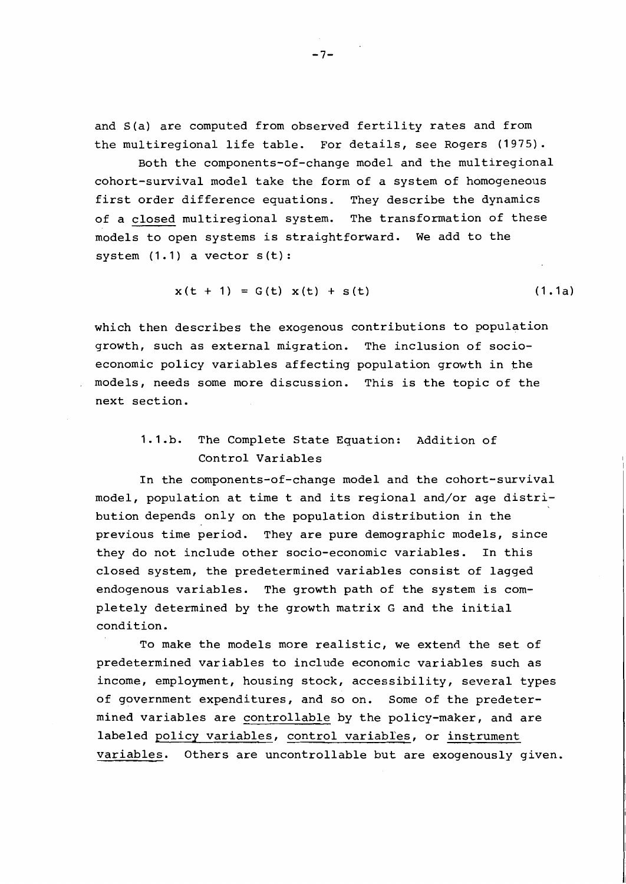and $S(a)$ are computed from observed fertility rates and from the multiregional life table. For details, see Rogers (1975).

Both the components-of-change model and the multiregional cohort-survival model take the form of a system of homogeneous first order difference equations. They describe the dynamics of a closed multiregional system. The transformation of these models to open systems is straightforward. We add to the system (1.1) a vector $s(t)$:

$$x(t + 1) = G(t)\ x(t) + s(t) \tag{1.1a}$$

which then describes the exogenous contributions to population growth, such as external migration. The inclusion of socio-economic policy variables affecting population growth in the models, needs some more discussion. This is the topic of the next section.

### 1.1.b. The Complete State Equation: Addition of Control Variables

In the components-of-change model and the cohort-survival model, population at time t and its regional and/or age distribution depends only on the population distribution in the previous time period. They are pure demographic models, since they do not include other socio-economic variables. In this closed system, the predetermined variables consist of lagged endogenous variables. The growth path of the system is completely determined by the growth matrix G and the initial condition.

To make the models more realistic, we extend the set of predetermined variables to include economic variables such as income, employment, housing stock, accessibility, several types of government expenditures, and so on. Some of the predetermined variables are controllable by the policy-maker, and are labeled policy variables, control variables, or instrument variables. Others are uncontrollable but are exogenously given.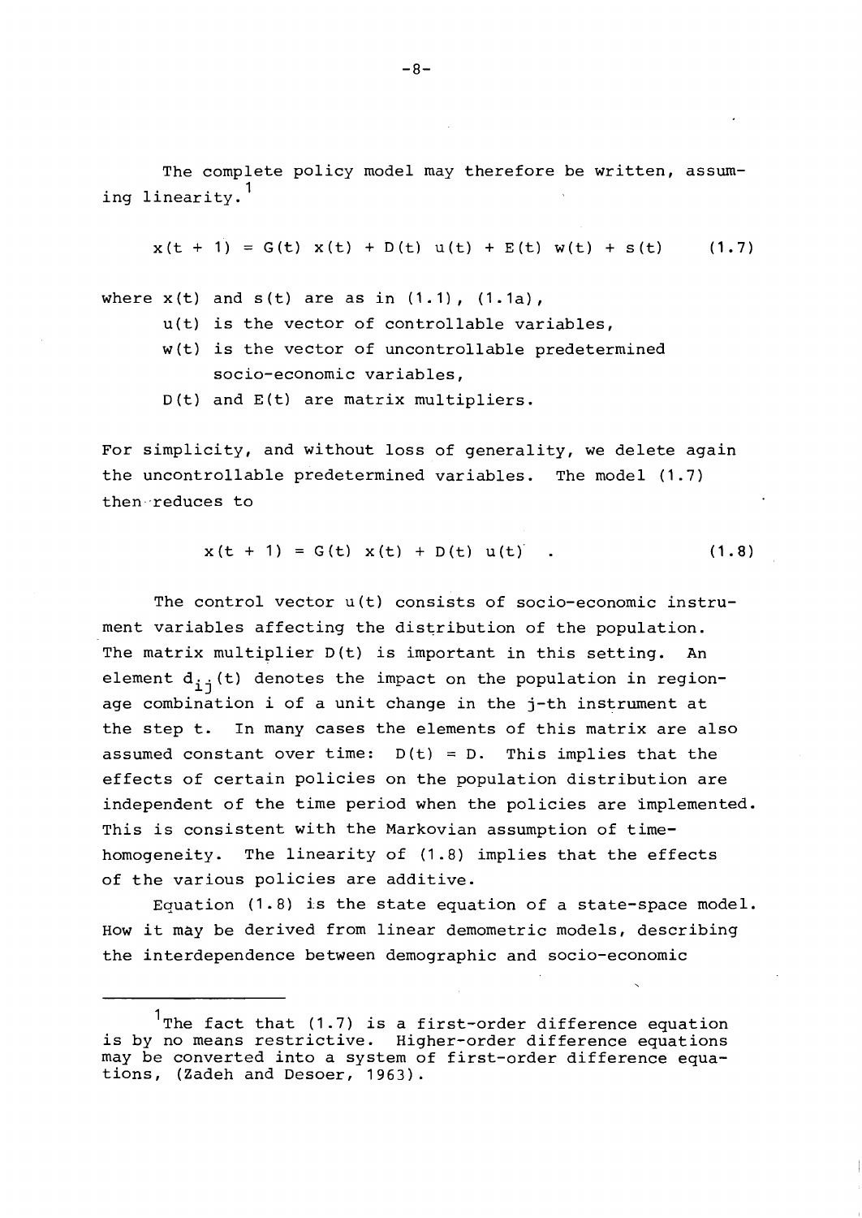The complete policy model may therefore be written, assuming linearity.[1]

$$x(t + 1) = G(t)\ x(t) + D(t)\ u(t) + E(t)\ w(t) + s(t) \qquad (1.7)$$

where $x(t)$ and $s(t)$ are as in (1.1), (1.1a),

- $u(t)$ is the vector of controllable variables,
- $w(t)$ is the vector of uncontrollable predetermined socio-economic variables,
- $D(t)$ and $E(t)$ are matrix multipliers.

For simplicity, and without loss of generality, we delete again the uncontrollable predetermined variables. The model (1.7) then reduces to

$$x(t + 1) = G(t)\ x(t) + D(t)\ u(t) \quad . \qquad (1.8)$$

The control vector $u(t)$ consists of socio-economic instrument variables affecting the distribution of the population. The matrix multiplier $D(t)$ is important in this setting. An element $d_{ij}(t)$ denotes the impact on the population in region-age combination i of a unit change in the j-th instrument at the step t. In many cases the elements of this matrix are also assumed constant over time: $D(t) = D$. This implies that the effects of certain policies on the population distribution are independent of the time period when the policies are implemented. This is consistent with the Markovian assumption of time-homogeneity. The linearity of (1.8) implies that the effects of the various policies are additive.

Equation (1.8) is the state equation of a state-space model. How it may be derived from linear demometric models, describing the interdependence between demographic and socio-economic

---

[1] The fact that (1.7) is a first-order difference equation is by no means restrictive. Higher-order difference equations may be converted into a system of first-order difference equations, (Zadeh and Desoer, 1963).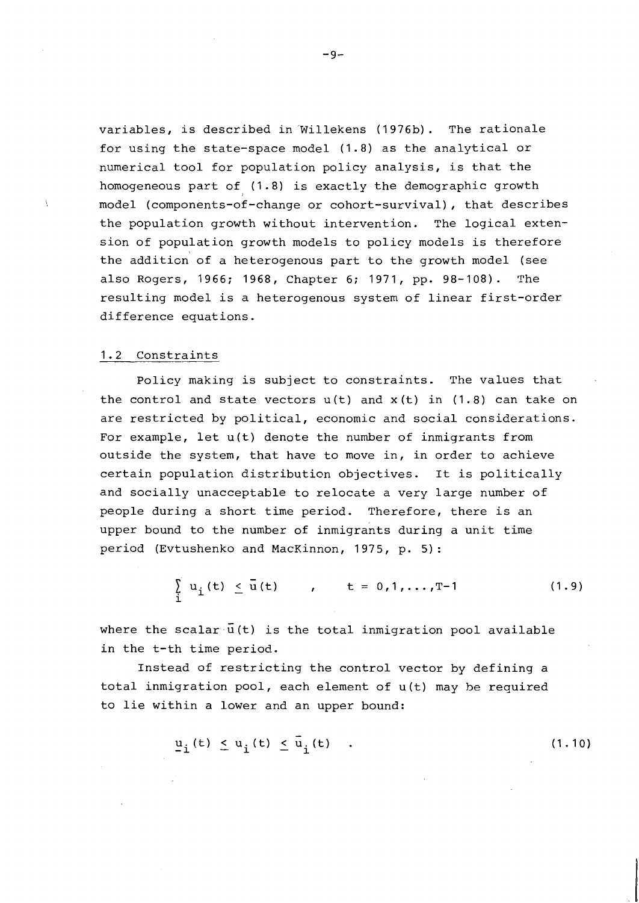variables, is described in Willekens (1976b). The rationale for using the state-space model (1.8) as the analytical or numerical tool for population policy analysis, is that the homogeneous part of (1.8) is exactly the demographic growth model (components-of-change or cohort-survival), that describes the population growth without intervention. The logical extension of population growth models to policy models is therefore the addition of a heterogenous part to the growth model (see also Rogers, 1966; 1968, Chapter 6; 1971, pp. 98-108). The resulting model is a heterogenous system of linear first-order difference equations.

## 1.2 Constraints

Policy making is subject to constraints. The values that the control and state vectors $u(t)$ and $x(t)$ in (1.8) can take on are restricted by political, economic and social considerations. For example, let $u(t)$ denote the number of inmigrants from outside the system, that have to move in, in order to achieve certain population distribution objectives. It is politically and socially unacceptable to relocate a very large number of people during a short time period. Therefore, there is an upper bound to the number of inmigrants during a unit time period (Evtushenko and MacKinnon, 1975, p. 5):

$$\sum_i u_i(t) \leq \bar{u}(t) \quad , \quad t = 0,1,\ldots,T-1 \qquad (1.9)$$

where the scalar $\bar{u}(t)$ is the total inmigration pool available in the t-th time period.

Instead of restricting the control vector by defining a total inmigration pool, each element of $u(t)$ may be required to lie within a lower and an upper bound:

$$\underline{u}_i(t) \leq u_i(t) \leq \bar{u}_i(t) \quad . \qquad (1.10)$$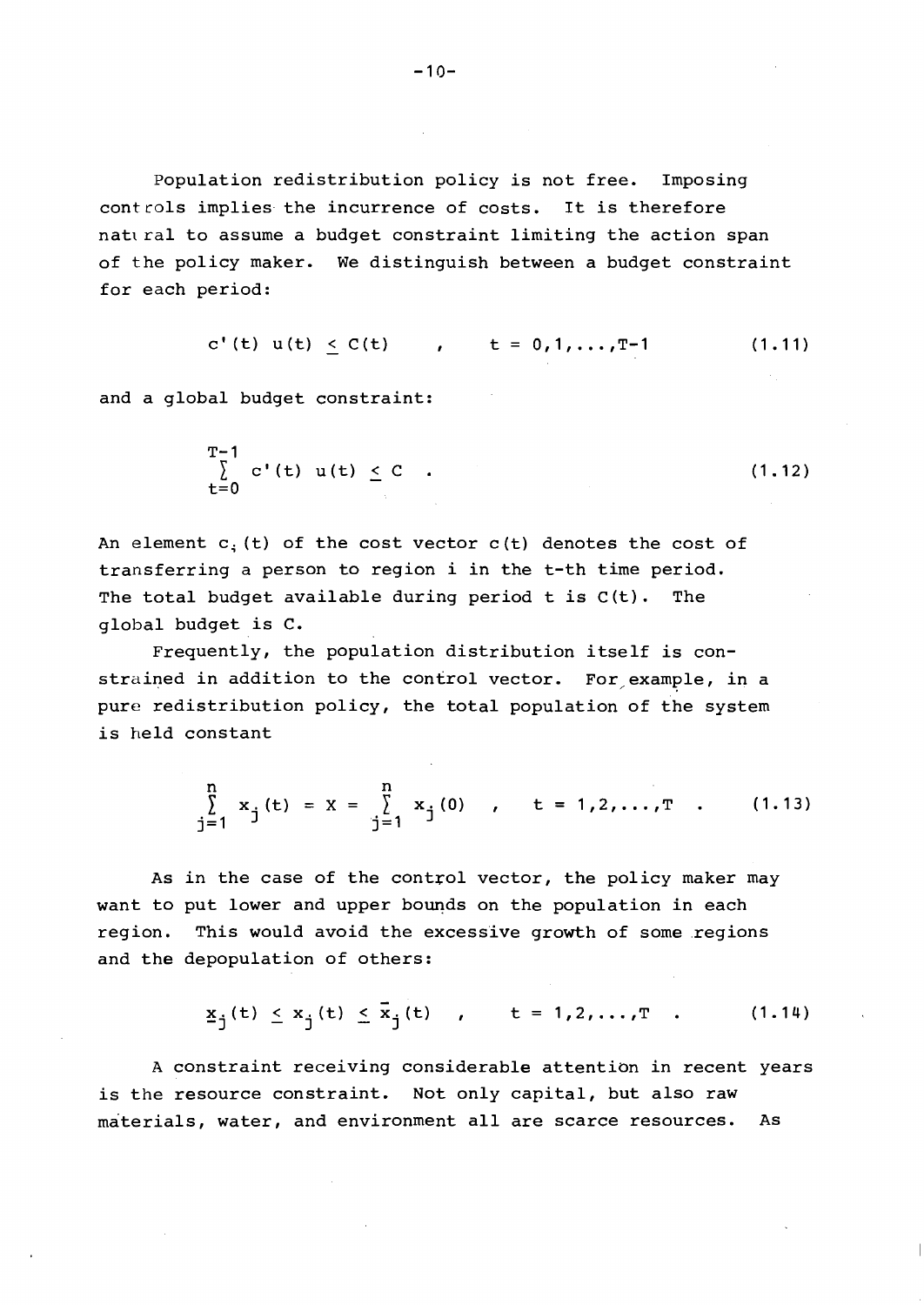Population redistribution policy is not free. Imposing controls implies the incurrence of costs. It is therefore natural to assume a budget constraint limiting the action span of the policy maker. We distinguish between a budget constraint for each period:

$$c'(t)\ u(t) \leq C(t) \quad , \qquad t = 0,1,\ldots,T-1 \tag{1.11}$$

and a global budget constraint:

$$\sum_{t=0}^{T-1} c'(t)\ u(t) \leq C \quad . \tag{1.12}$$

An element $c_i(t)$ of the cost vector $c(t)$ denotes the cost of transferring a person to region i in the t-th time period. The total budget available during period t is $C(t)$. The global budget is C.

Frequently, the population distribution itself is constrained in addition to the control vector. For example, in a pure redistribution policy, the total population of the system is held constant

$$\sum_{j=1}^{n} x_j(t) = X = \sum_{j=1}^{n} x_j(0) \quad , \qquad t = 1,2,\ldots,T \quad . \tag{1.13}$$

As in the case of the control vector, the policy maker may want to put lower and upper bounds on the population in each region. This would avoid the excessive growth of some regions and the depopulation of others:

$$\underline{x}_j(t) \leq x_j(t) \leq \bar{x}_j(t) \quad , \qquad t = 1,2,\ldots,T \quad . \tag{1.14}$$

A constraint receiving considerable attention in recent years is the resource constraint. Not only capital, but also raw materials, water, and environment all are scarce resources. As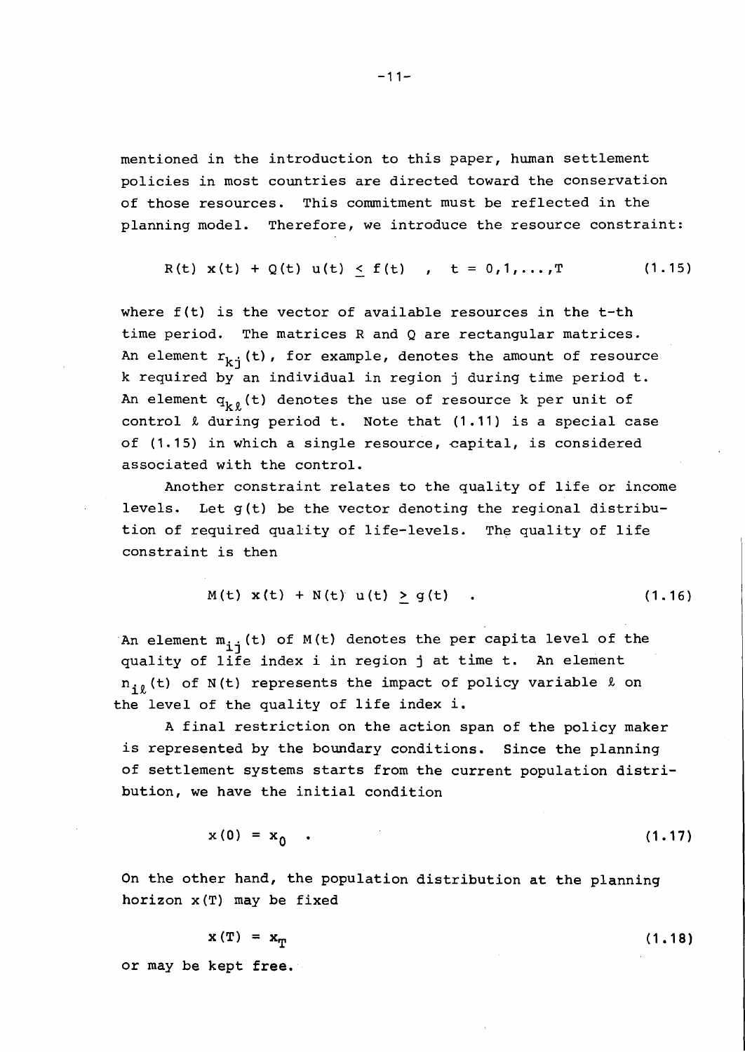mentioned in the introduction to this paper, human settlement policies in most countries are directed toward the conservation of those resources. This commitment must be reflected in the planning model. Therefore, we introduce the resource constraint:

$$R(t)\ x(t) + Q(t)\ u(t) \leq f(t) \quad , \quad t = 0,1,\ldots,T \tag{1.15}$$

where $f(t)$ is the vector of available resources in the t-th time period. The matrices R and Q are rectangular matrices. An element $r_{kj}(t)$, for example, denotes the amount of resource k required by an individual in region j during time period t. An element $q_{k\ell}(t)$ denotes the use of resource k per unit of control $\ell$ during period t. Note that (1.11) is a special case of (1.15) in which a single resource, capital, is considered associated with the control.

Another constraint relates to the quality of life or income levels. Let $g(t)$ be the vector denoting the regional distribution of required quality of life-levels. The quality of life constraint is then

$$M(t)\ x(t) + N(t)\ u(t) \geq g(t) \quad . \tag{1.16}$$

An element $m_{ij}(t)$ of $M(t)$ denotes the per capita level of the quality of life index i in region j at time t. An element $n_{i\ell}(t)$ of $N(t)$ represents the impact of policy variable $\ell$ on the level of the quality of life index i.

A final restriction on the action span of the policy maker is represented by the boundary conditions. Since the planning of settlement systems starts from the current population distribution, we have the initial condition

$$x(0) = x_0 \quad . \tag{1.17}$$

On the other hand, the population distribution at the planning horizon $x(T)$ may be fixed

$$x(T) = x_T \tag{1.18}$$

or may be kept free.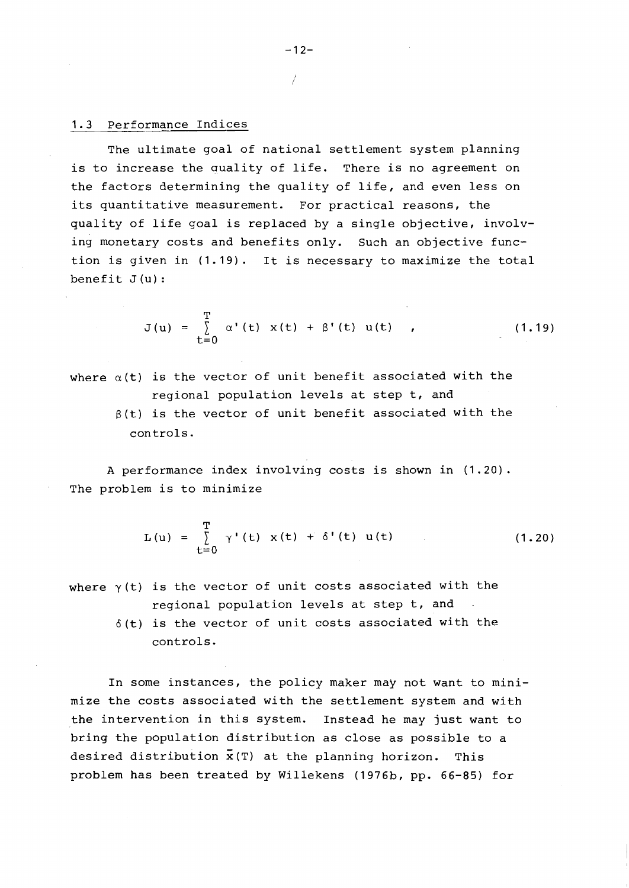## 1.3 Performance Indices

The ultimate goal of national settlement system planning is to increase the quality of life. There is no agreement on the factors determining the quality of life, and even less on its quantitative measurement. For practical reasons, the quality of life goal is replaced by a single objective, involving monetary costs and benefits only. Such an objective function is given in (1.19). It is necessary to maximize the total benefit $J(u)$:

$$J(u) = \sum_{t=0}^{T} \alpha'(t)\ x(t) + \beta'(t)\ u(t) \quad , \tag{1.19}$$

where $\alpha(t)$ is the vector of unit benefit associated with the regional population levels at step t, and

$\beta(t)$ is the vector of unit benefit associated with the controls.

A performance index involving costs is shown in (1.20). The problem is to minimize

$$L(u) = \sum_{t=0}^{T} \gamma'(t)\ x(t) + \delta'(t)\ u(t) \tag{1.20}$$

where $\gamma(t)$ is the vector of unit costs associated with the regional population levels at step t, and

$\delta(t)$ is the vector of unit costs associated with the controls.

In some instances, the policy maker may not want to minimize the costs associated with the settlement system and with the intervention in this system. Instead he may just want to bring the population distribution as close as possible to a desired distribution $\bar{x}(T)$ at the planning horizon. This problem has been treated by Willekens (1976b, pp. 66-85) for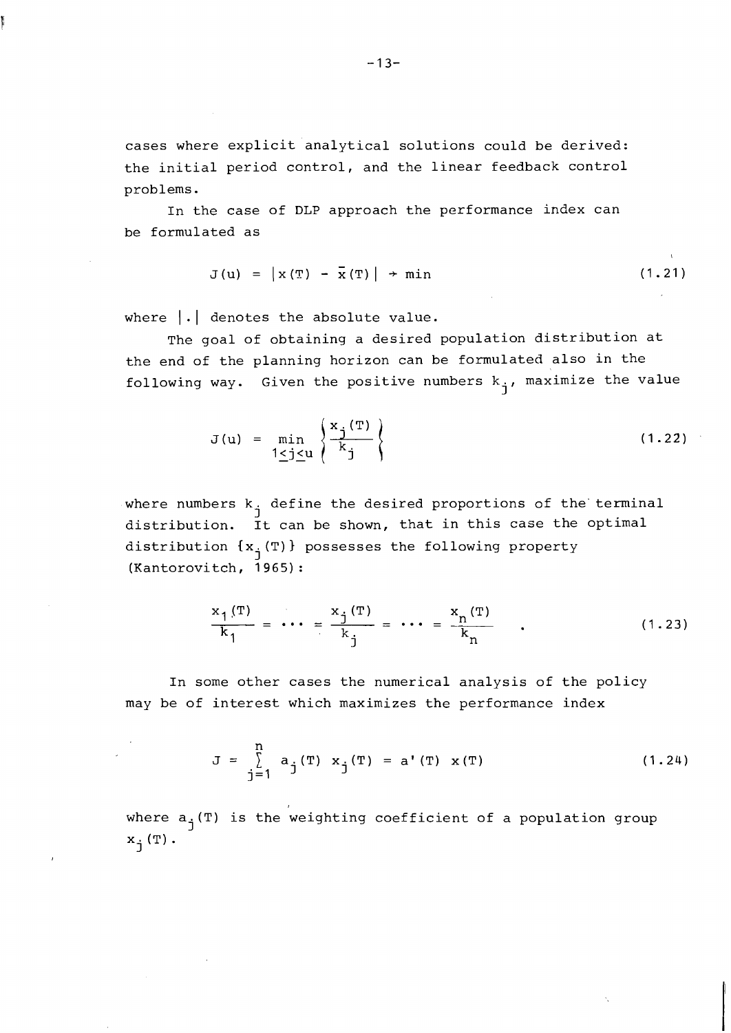cases where explicit analytical solutions could be derived: the initial period control, and the linear feedback control problems.

In the case of DLP approach the performance index can be formulated as

$$J(u) = |x(T) - \bar{x}(T)| \rightarrow \min \tag{1.21}$$

where $|.|$ denotes the absolute value.

The goal of obtaining a desired population distribution at the end of the planning horizon can be formulated also in the following way. Given the positive numbers $k_j$, maximize the value

$$J(u) = \min_{1 \leq j \leq u} \left\{ \frac{x_j(T)}{k_j} \right\} \tag{1.22}$$

where numbers $k_j$ define the desired proportions of the terminal distribution. It can be shown, that in this case the optimal distribution $\{x_j(T)\}$ possesses the following property (Kantorovitch, 1965):

$$\frac{x_1(T)}{k_1} = \cdots = \frac{x_j(T)}{k_j} = \cdots = \frac{x_n(T)}{k_n} \quad . \tag{1.23}$$

In some other cases the numerical analysis of the policy may be of interest which maximizes the performance index

$$J = \sum_{j=1}^{n} a_j(T) \; x_j(T) = a'(T) \; x(T) \tag{1.24}$$

where $a_j(T)$ is the weighting coefficient of a population group $x_j(T)$.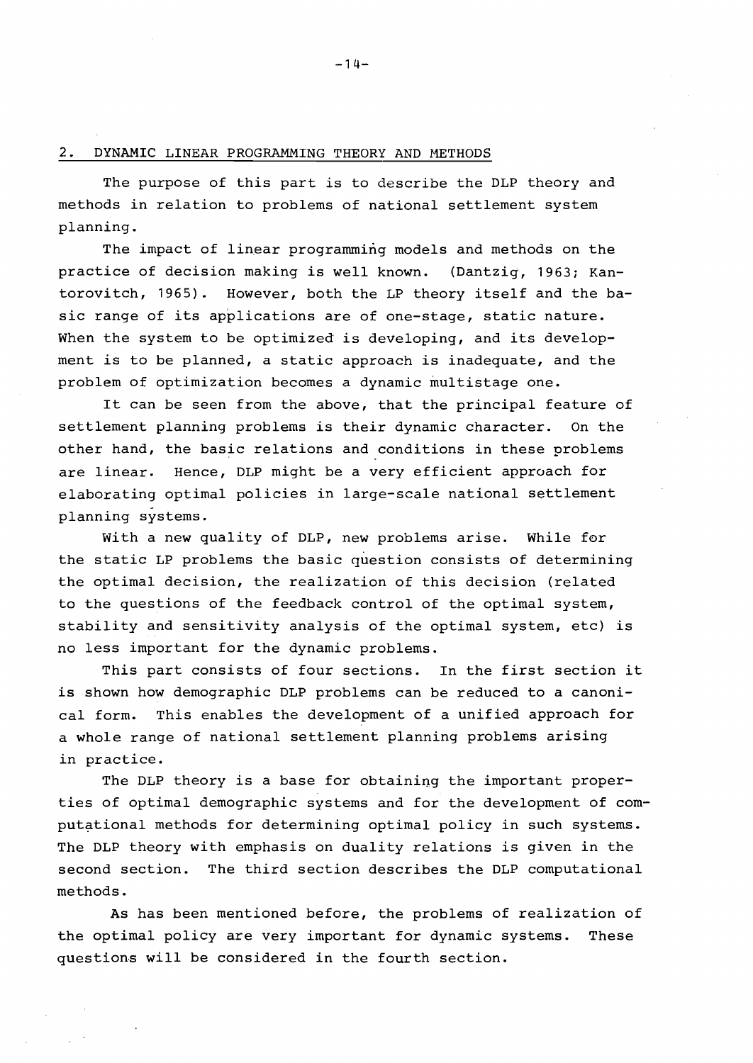## 2. DYNAMIC LINEAR PROGRAMMING THEORY AND METHODS

The purpose of this part is to describe the DLP theory and methods in relation to problems of national settlement system planning.

The impact of linear programming models and methods on the practice of decision making is well known. (Dantzig, 1963; Kantorovitch, 1965). However, both the LP theory itself and the basic range of its applications are of one-stage, static nature. When the system to be optimized is developing, and its development is to be planned, a static approach is inadequate, and the problem of optimization becomes a dynamic multistage one.

It can be seen from the above, that the principal feature of settlement planning problems is their dynamic character. On the other hand, the basic relations and conditions in these problems are linear. Hence, DLP might be a very efficient approach for elaborating optimal policies in large-scale national settlement planning systems.

With a new quality of DLP, new problems arise. While for the static LP problems the basic question consists of determining the optimal decision, the realization of this decision (related to the questions of the feedback control of the optimal system, stability and sensitivity analysis of the optimal system, etc) is no less important for the dynamic problems.

This part consists of four sections. In the first section it is shown how demographic DLP problems can be reduced to a canonical form. This enables the development of a unified approach for a whole range of national settlement planning problems arising in practice.

The DLP theory is a base for obtaining the important properties of optimal demographic systems and for the development of computational methods for determining optimal policy in such systems. The DLP theory with emphasis on duality relations is given in the second section. The third section describes the DLP computational methods.

As has been mentioned before, the problems of realization of the optimal policy are very important for dynamic systems. These questions will be considered in the fourth section.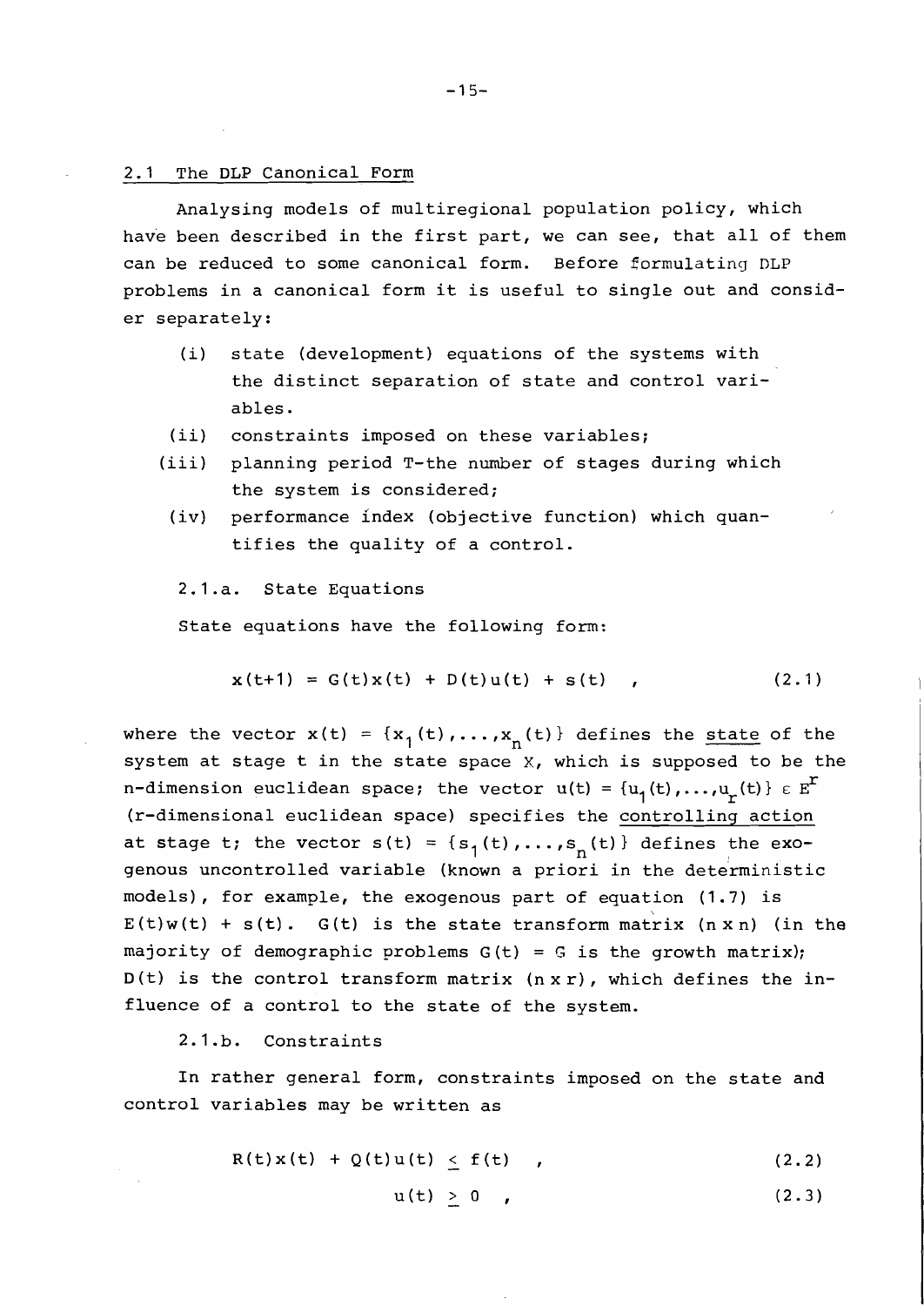## 2.1 The DLP Canonical Form

Analysing models of multiregional population policy, which have been described in the first part, we can see, that all of them can be reduced to some canonical form. Before formulating DLP problems in a canonical form it is useful to single out and consider separately:

- (i) state (development) equations of the systems with the distinct separation of state and control variables.
- (ii) constraints imposed on these variables;
- (iii) planning period T-the number of stages during which the system is considered;
- (iv) performance index (objective function) which quantifies the quality of a control.

### 2.1.a. State Equations

State equations have the following form:

$$x(t+1) = G(t)x(t) + D(t)u(t) + s(t) \quad , \tag{2.1}$$

where the vector $x(t) = \{x_1(t),\ldots,x_n(t)\}$ defines the <u>state</u> of the system at stage t in the state space X, which is supposed to be the n-dimension euclidean space; the vector $u(t) = \{u_1(t),\ldots,u_r(t)\} \in E^r$ (r-dimensional euclidean space) specifies the <u>controlling action</u> at stage t; the vector $s(t) = \{s_1(t),\ldots,s_n(t)\}$ defines the exogenous uncontrolled variable (known a priori in the deterministic models), for example, the exogenous part of equation (1.7) is $E(t)w(t) + s(t)$. $G(t)$ is the state transform matrix $(n \times n)$ (in the majority of demographic problems $G(t) = G$ is the growth matrix); $D(t)$ is the control transform matrix $(n \times r)$, which defines the influence of a control to the state of the system.

### 2.1.b. Constraints

In rather general form, constraints imposed on the state and control variables may be written as

$$R(t)x(t) + Q(t)u(t) \leq f(t) \quad , \tag{2.2}$$

$$u(t) \geq 0 \quad , \tag{2.3}$$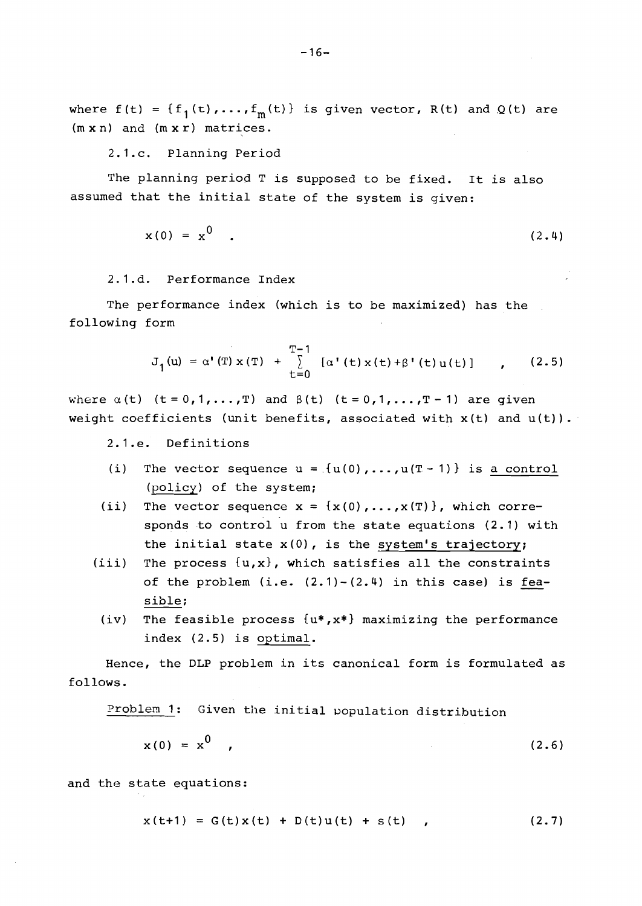where $f(t) = \{f_1(t),\ldots,f_m(t)\}$ is given vector, $R(t)$ and $Q(t)$ are $(m \times n)$ and $(m \times r)$ matrices.

### 2.1.c. Planning Period

The planning period $T$ is supposed to be fixed. It is also assumed that the initial state of the system is given:

$$x(0) = x^0 \quad . \tag{2.4}$$

### 2.1.d. Performance Index

The performance index (which is to be maximized) has the following form

$$J_1(u) = \alpha'(T)\,x(T) + \sum_{t=0}^{T-1} [\alpha'(t)x(t) + \beta'(t)u(t)] \quad , \tag{2.5}$$

where $\alpha(t)$ $(t = 0,1,\ldots,T)$ and $\beta(t)$ $(t = 0,1,\ldots,T-1)$ are given weight coefficients (unit benefits, associated with $x(t)$ and $u(t)$).

### 2.1.e. Definitions

(i) The vector sequence $u = \{u(0),\ldots,u(T-1)\}$ is <u>a control (policy)</u> of the system;

(ii) The vector sequence $x = \{x(0),\ldots,x(T)\}$, which corresponds to control $u$ from the state equations (2.1) with the initial state $x(0)$, is the <u>system's trajectory</u>;

(iii) The process $\{u,x\}$, which satisfies all the constraints of the problem (i.e. (2.1)-(2.4) in this case) is <u>feasible</u>;

(iv) The feasible process $\{u^*,x^*\}$ maximizing the performance index (2.5) is <u>optimal</u>.

Hence, the DLP problem in its canonical form is formulated as follows.

<u>Problem 1</u>: Given the initial population distribution

$$x(0) = x^0 \quad , \tag{2.6}$$

and the state equations:

$$x(t+1) = G(t)x(t) + D(t)u(t) + s(t) \quad , \tag{2.7}$$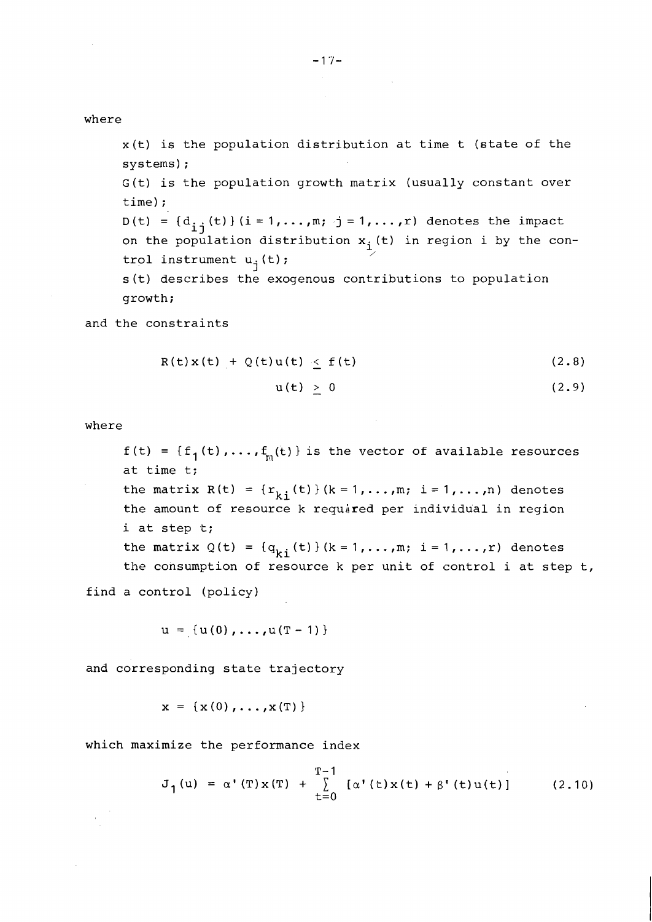where

$x(t)$ is the population distribution at time t (state of the systems);

$G(t)$ is the population growth matrix (usually constant over time);

$D(t) = \{d_{ij}(t)\} (i = 1,\ldots,m;\ j = 1,\ldots,r)$ denotes the impact on the population distribution $x_i(t)$ in region i by the control instrument $u_j(t)$;

$s(t)$ describes the exogenous contributions to population growth;

and the constraints

$$R(t)x(t) + Q(t)u(t) \leq f(t) \tag{2.8}$$

$$u(t) \geq 0 \tag{2.9}$$

where

$f(t) = \{f_1(t),\ldots,f_m(t)\}$ is the vector of available resources at time t;

the matrix $R(t) = \{r_{ki}(t)\} (k = 1,\ldots,m;\ i = 1,\ldots,n)$ denotes the amount of resource k required per individual in region i at step t;

the matrix $Q(t) = \{q_{ki}(t)\} (k = 1,\ldots,m;\ i = 1,\ldots,r)$ denotes the consumption of resource k per unit of control i at step t,

find a control (policy)

$$u = \{u(0),\ldots,u(T-1)\}$$

and corresponding state trajectory

$$x = \{x(0),\ldots,x(T)\}$$

which maximize the performance index

$$J_1(u) = \alpha'(T)x(T) + \sum_{t=0}^{T-1} [\alpha'(t)x(t) + \beta'(t)u(t)] \tag{2.10}$$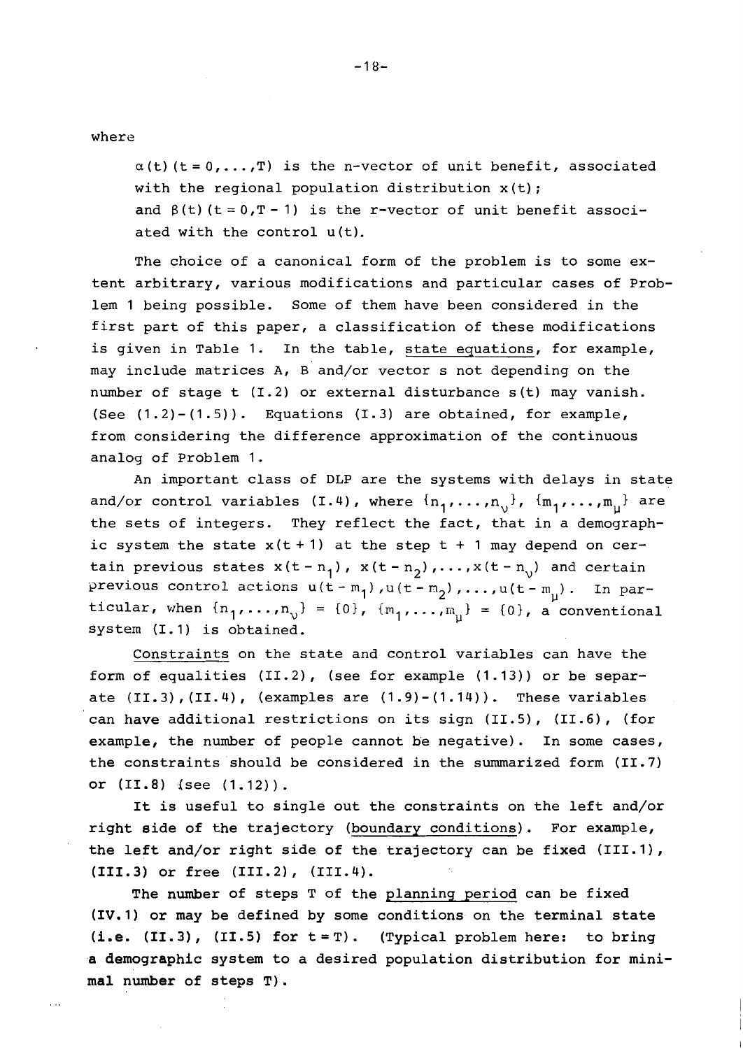where

$\alpha(t)$ $(t = 0,\dots,T)$ is the n-vector of unit benefit, associated with the regional population distribution $x(t)$;
and $\beta(t)$ $(t = 0, T-1)$ is the r-vector of unit benefit associated with the control $u(t)$.

The choice of a canonical form of the problem is to some extent arbitrary, various modifications and particular cases of Problem 1 being possible. Some of them have been considered in the first part of this paper, a classification of these modifications is given in Table 1. In the table, state equations, for example, may include matrices A, B and/or vector s not depending on the number of stage t (I.2) or external disturbance $s(t)$ may vanish. (See (1.2)-(1.5)). Equations (I.3) are obtained, for example, from considering the difference approximation of the continuous analog of Problem 1.

An important class of DLP are the systems with delays in state and/or control variables (I.4), where $\{n_1,\dots,n_\nu\}$, $\{m_1,\dots,m_\mu\}$ are the sets of integers. They reflect the fact, that in a demographic system the state $x(t+1)$ at the step $t+1$ may depend on certain previous states $x(t-n_1)$, $x(t-n_2),\dots,x(t-n_\nu)$ and certain previous control actions $u(t-m_1), u(t-m_2),\dots,u(t-m_\mu)$. In particular, when $\{n_1,\dots,n_\nu\} = \{0\}$, $\{m_1,\dots,m_\mu\} = \{0\}$, a conventional system (I.1) is obtained.

Constraints on the state and control variables can have the form of equalities (II.2), (see for example (1.13)) or be separate (II.3),(II.4), (examples are (1.9)-(1.14)). These variables can have additional restrictions on its sign (II.5), (II.6), (for example, the number of people cannot be negative). In some cases, the constraints should be considered in the summarized form (II.7) or (II.8) (see (1.12)).

It is useful to single out the constraints on the left and/or right side of the trajectory (boundary conditions). For example, the left and/or right side of the trajectory can be fixed (III.1), (III.3) or free (III.2), (III.4).

The number of steps T of the planning period can be fixed (IV.1) or may be defined by some conditions on the terminal state (i.e. (II.3), (II.5) for $t = T$). (Typical problem here: to bring a demographic system to a desired population distribution for minimal number of steps T).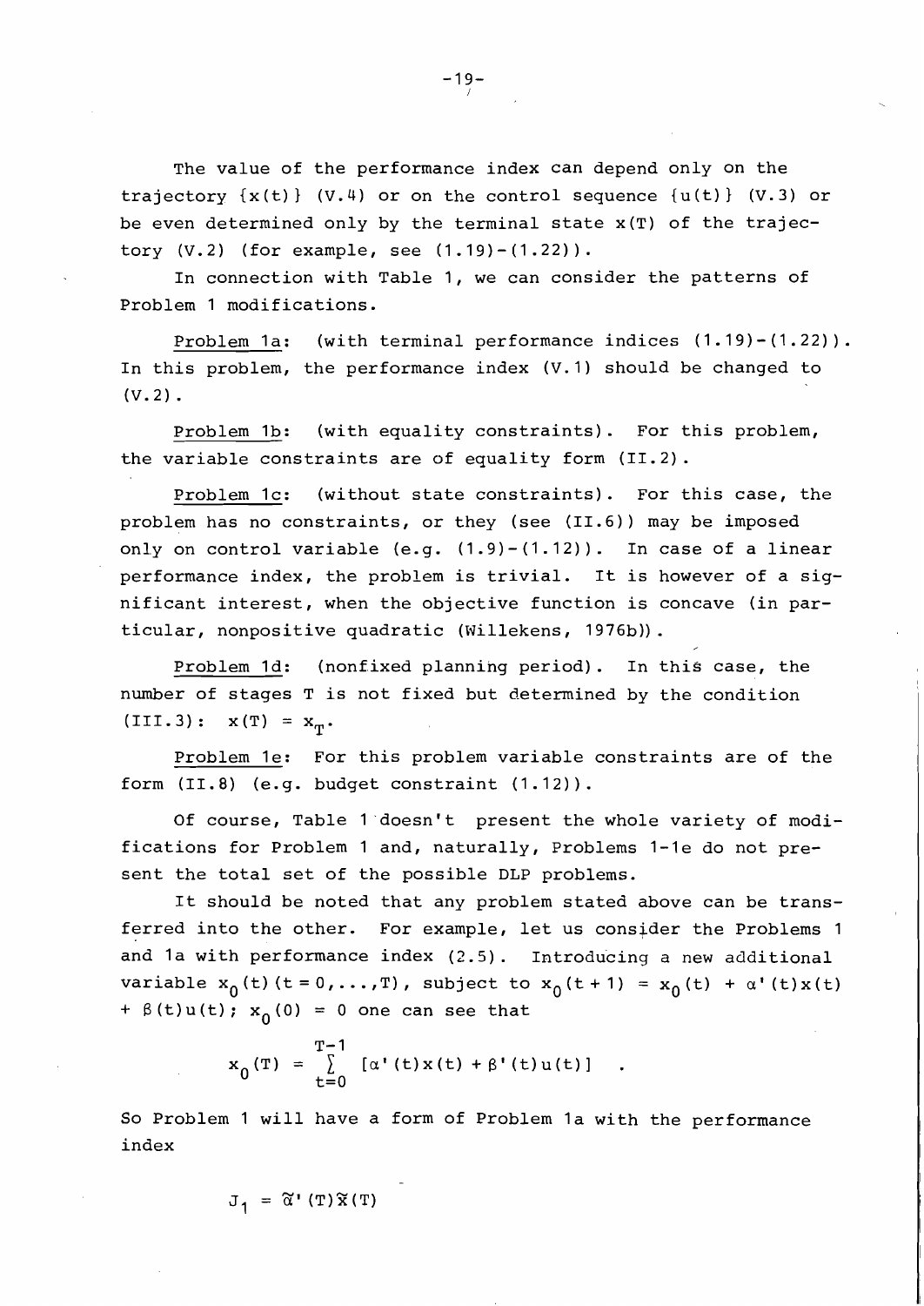The value of the performance index can depend only on the trajectory $\{x(t)\}$ (V.4) or on the control sequence $\{u(t)\}$ (V.3) or be even determined only by the terminal state $x(T)$ of the trajectory (V.2) (for example, see (1.19)-(1.22)).

In connection with Table 1, we can consider the patterns of Problem 1 modifications.

<u>Problem 1a</u>: (with terminal performance indices (1.19)-(1.22)). In this problem, the performance index (V.1) should be changed to (V.2).

<u>Problem 1b</u>: (with equality constraints). For this problem, the variable constraints are of equality form (II.2).

<u>Problem 1c</u>: (without state constraints). For this case, the problem has no constraints, or they (see (II.6)) may be imposed only on control variable (e.g. (1.9)-(1.12)). In case of a linear performance index, the problem is trivial. It is however of a significant interest, when the objective function is concave (in particular, nonpositive quadratic (Willekens, 1976b)).

<u>Problem 1d</u>: (nonfixed planning period). In this case, the number of stages T is not fixed but determined by the condition (III.3): $x(T) = x_T$.

<u>Problem 1e</u>: For this problem variable constraints are of the form (II.8) (e.g. budget constraint (1.12)).

Of course, Table 1 doesn't present the whole variety of modifications for Problem 1 and, naturally, Problems 1-1e do not present the total set of the possible DLP problems.

It should be noted that any problem stated above can be transferred into the other. For example, let us consider the Problems 1 and 1a with performance index (2.5). Introducing a new additional variable $x_0(t)\,(t = 0,\ldots,T)$, subject to $x_0(t+1) = x_0(t) + \alpha'(t)x(t) + \beta(t)u(t)$; $x_0(0) = 0$ one can see that

$$x_0(T) = \sum_{t=0}^{T-1} [\alpha'(t)x(t) + \beta'(t)u(t)] \quad .$$

So Problem 1 will have a form of Problem 1a with the performance index

$$J_1 = \tilde{\alpha}'(T)\tilde{x}(T)$$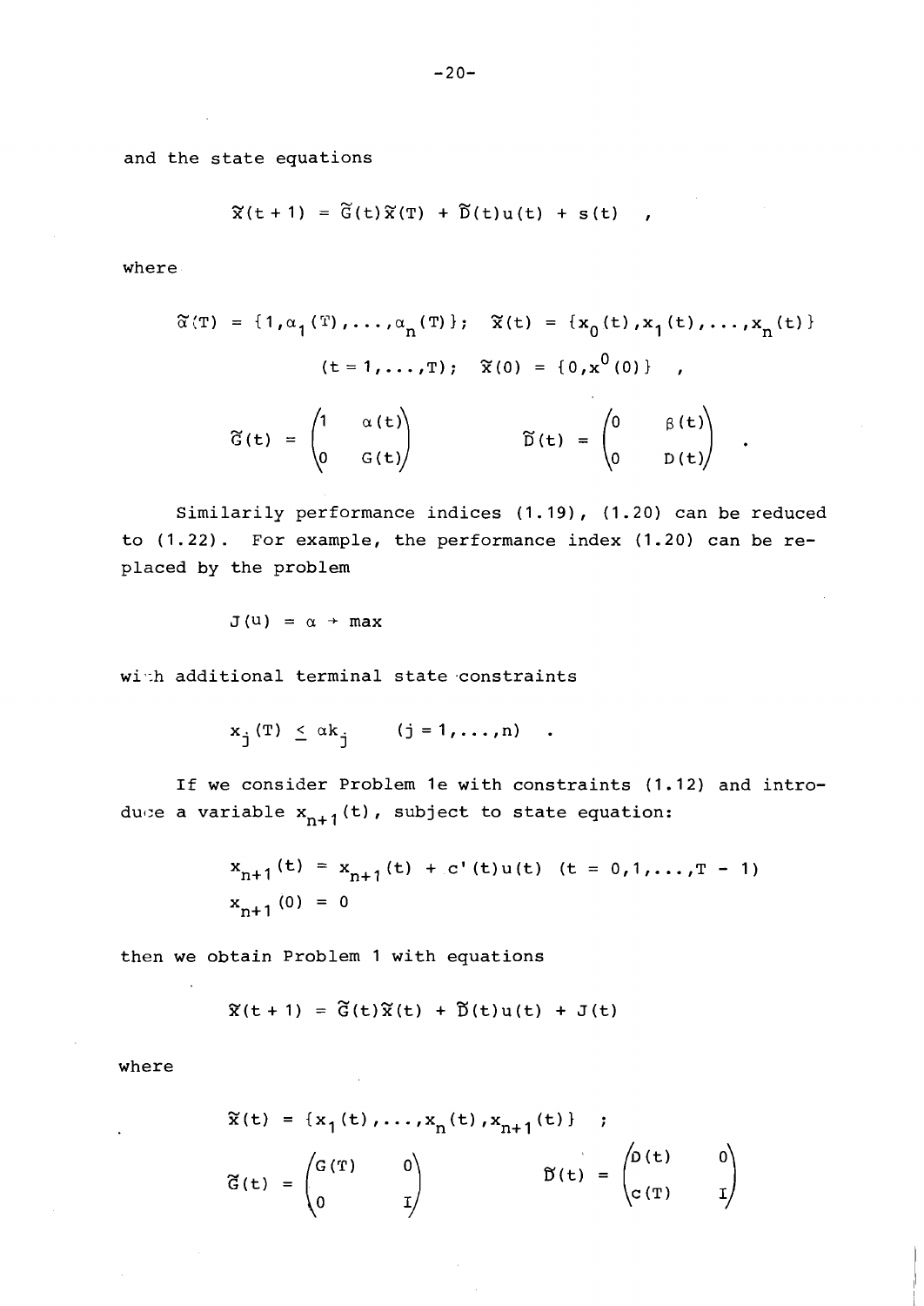and the state equations

$$\tilde{x}(t+1) = \tilde{G}(t)\tilde{x}(T) + \tilde{D}(t)u(t) + s(t) \quad ,$$

where

$$\tilde{\alpha}(T) = \{1, \alpha_1(T), \ldots, \alpha_n(T)\}; \quad \tilde{x}(t) = \{x_0(t), x_1(t), \ldots, x_n(t)\}$$

$$(t = 1, \ldots, T); \quad \tilde{x}(0) = \{0, x^0(0)\} \quad ,$$

$$\tilde{G}(t) = \begin{pmatrix} 1 & \alpha(t) \\ 0 & G(t) \end{pmatrix} \qquad \tilde{D}(t) = \begin{pmatrix} 0 & \beta(t) \\ 0 & D(t) \end{pmatrix} \quad .$$

Similarily performance indices (1.19), (1.20) can be reduced to (1.22). For example, the performance index (1.20) can be replaced by the problem

$$J(u) = \alpha \to \max$$

with additional terminal state constraints

$$x_j(T) \leq \alpha k_j \qquad (j = 1, \ldots, n) \quad .$$

If we consider Problem 1e with constraints (1.12) and introduce a variable $x_{n+1}(t)$, subject to state equation:

$$x_{n+1}(t) = x_{n+1}(t) + c'(t)u(t) \quad (t = 0, 1, \ldots, T-1)$$
$$x_{n+1}(0) = 0$$

then we obtain Problem 1 with equations

$$\tilde{x}(t+1) = \tilde{G}(t)\tilde{x}(t) + \tilde{D}(t)u(t) + J(t)$$

where

$$\tilde{x}(t) = \{x_1(t), \ldots, x_n(t), x_{n+1}(t)\} \quad ;$$

$$\tilde{G}(t) = \begin{pmatrix} G(T) & 0 \\ 0 & I \end{pmatrix} \qquad \tilde{D}(t) = \begin{pmatrix} D(t) & 0 \\ c(T) & I \end{pmatrix}$$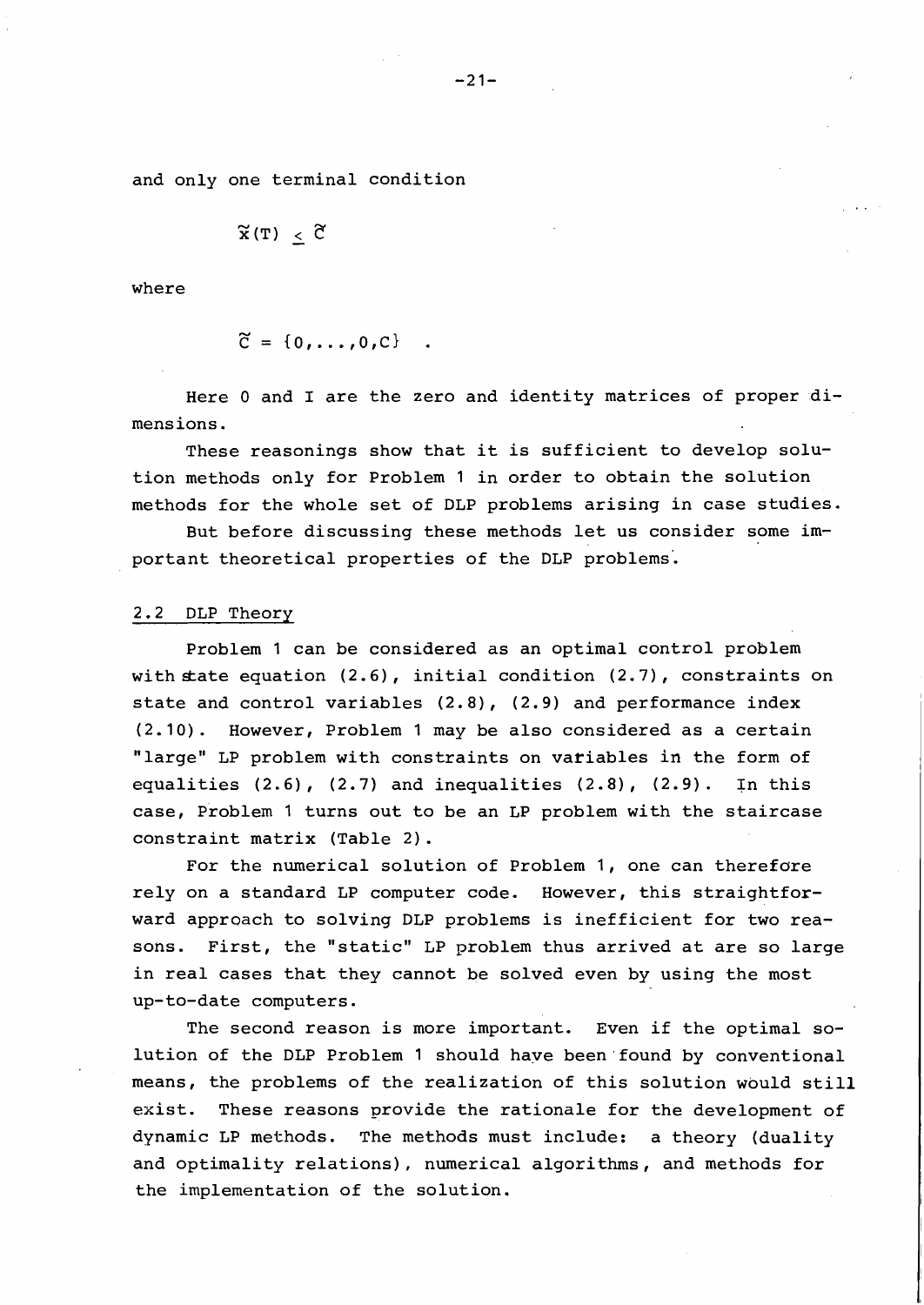and only one terminal condition

$$\tilde{x}(T) \leq \tilde{C}$$

where

$$\tilde{C} = \{0,\ldots,0,C\} \quad .$$

Here 0 and I are the zero and identity matrices of proper dimensions.

These reasonings show that it is sufficient to develop solution methods only for Problem 1 in order to obtain the solution methods for the whole set of DLP problems arising in case studies.

But before discussing these methods let us consider some important theoretical properties of the DLP problems.

## 2.2 DLP Theory

Problem 1 can be considered as an optimal control problem with state equation (2.6), initial condition (2.7), constraints on state and control variables (2.8), (2.9) and performance index (2.10). However, Problem 1 may be also considered as a certain "large" LP problem with constraints on variables in the form of equalities (2.6), (2.7) and inequalities (2.8), (2.9). In this case, Problem 1 turns out to be an LP problem with the staircase constraint matrix (Table 2).

For the numerical solution of Problem 1, one can therefore rely on a standard LP computer code. However, this straightforward approach to solving DLP problems is inefficient for two reasons. First, the "static" LP problem thus arrived at are so large in real cases that they cannot be solved even by using the most up-to-date computers.

The second reason is more important. Even if the optimal solution of the DLP Problem 1 should have been found by conventional means, the problems of the realization of this solution would still exist. These reasons provide the rationale for the development of dynamic LP methods. The methods must include: a theory (duality and optimality relations), numerical algorithms, and methods for the implementation of the solution.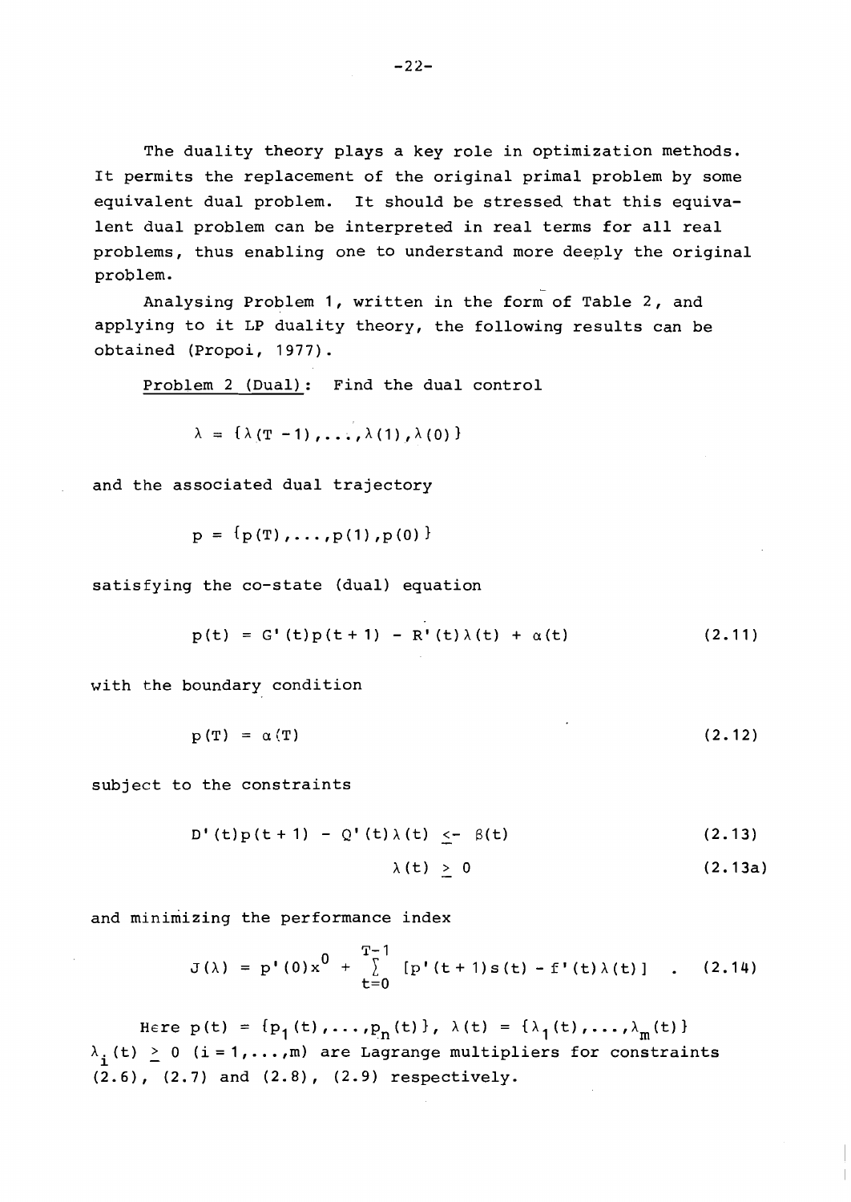The duality theory plays a key role in optimization methods. It permits the replacement of the original primal problem by some equivalent dual problem. It should be stressed that this equivalent dual problem can be interpreted in real terms for all real problems, thus enabling one to understand more deeply the original problem.

Analysing Problem 1, written in the form of Table 2, and applying to it LP duality theory, the following results can be obtained (Propoi, 1977).

Problem 2 (Dual): Find the dual control

$$\lambda = \{\lambda(T-1),\ldots,\lambda(1),\lambda(0)\}$$

and the associated dual trajectory

$$p = \{p(T),\ldots,p(1),p(0)\}$$

satisfying the co-state (dual) equation

$$p(t) = G'(t)p(t+1) - R'(t)\lambda(t) + \alpha(t) \tag{2.11}$$

with the boundary condition

$$p(T) = \alpha(T) \tag{2.12}$$

subject to the constraints

$$D'(t)p(t+1) - Q'(t)\lambda(t) \leq -\beta(t) \tag{2.13}$$

$$\lambda(t) \geq 0 \tag{2.13a}$$

and minimizing the performance index

$$J(\lambda) = p'(0)x^0 + \sum_{t=0}^{T-1} [p'(t+1)s(t) - f'(t)\lambda(t)] \quad . \tag{2.14}$$

Here $p(t) = \{p_1(t),\ldots,p_n(t)\}$, $\lambda(t) = \{\lambda_1(t),\ldots,\lambda_m(t)\}$ $\lambda_i(t) \geq 0$ $(i=1,\ldots,m)$ are Lagrange multipliers for constraints (2.6), (2.7) and (2.8), (2.9) respectively.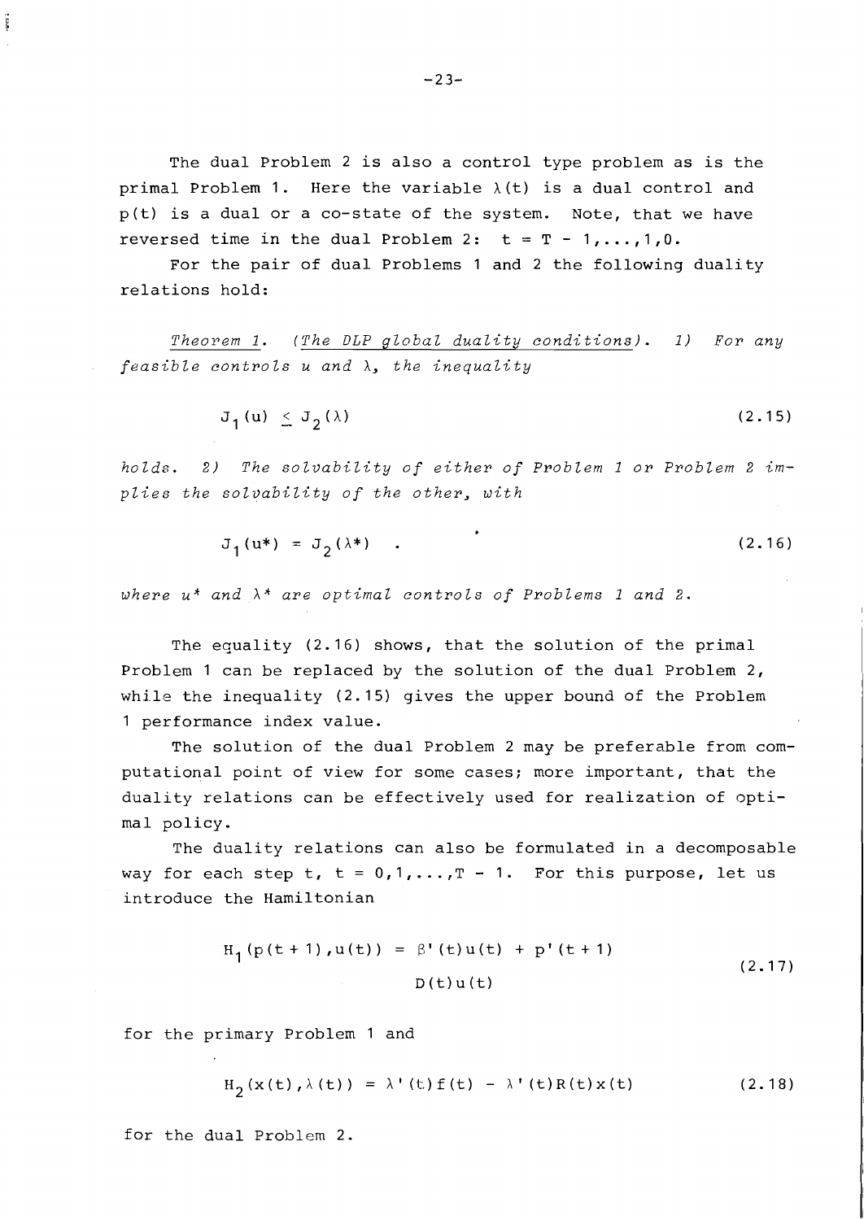The dual Problem 2 is also a control type problem as is the primal Problem 1. Here the variable $\lambda(t)$ is a dual control and $p(t)$ is a dual or a co-state of the system. Note, that we have reversed time in the dual Problem 2: $t = T - 1, \ldots, 1, 0$.

For the pair of dual Problems 1 and 2 the following duality relations hold:

*Theorem 1.* *(The DLP global duality conditions). 1) For any feasible controls u and* $\lambda$*, the inequality*

$$J_1(u) \leq J_2(\lambda) \tag{2.15}$$

*holds. 2) The solvability of either of Problem 1 or Problem 2 implies the solvability of the other, with*

$$J_1(u^*) = J_2(\lambda^*) \quad . \tag{2.16}$$

*where* $u^*$ *and* $\lambda^*$ *are optimal controls of Problems 1 and 2.*

The equality (2.16) shows, that the solution of the primal Problem 1 can be replaced by the solution of the dual Problem 2, while the inequality (2.15) gives the upper bound of the Problem 1 performance index value.

The solution of the dual Problem 2 may be preferable from computational point of view for some cases; more important, that the duality relations can be effectively used for realization of optimal policy.

The duality relations can also be formulated in a decomposable way for each step t, $t = 0, 1, \ldots, T - 1$. For this purpose, let us introduce the Hamiltonian

$$H_1(p(t+1), u(t)) = \beta'(t)u(t) + p'(t+1) D(t)u(t) \tag{2.17}$$

for the primary Problem 1 and

$$H_2(x(t), \lambda(t)) = \lambda'(t)f(t) - \lambda'(t)R(t)x(t) \tag{2.18}$$

for the dual Problem 2.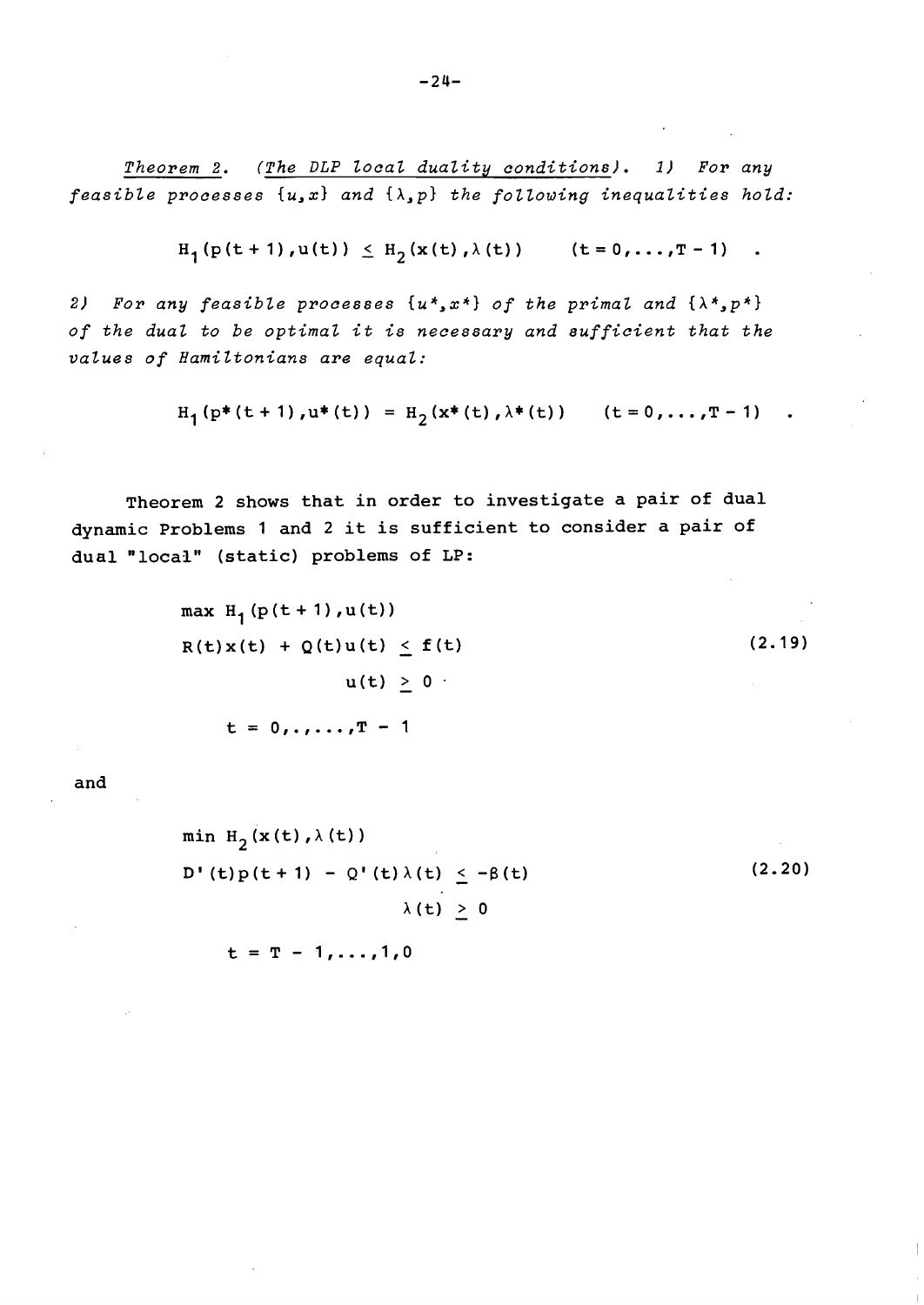*Theorem 2. (The DLP local duality conditions). 1) For any feasible processes $\{u,x\}$ and $\{\lambda,p\}$ the following inequalities hold:*

$$H_1(p(t+1),u(t)) \leq H_2(x(t),\lambda(t)) \qquad (t=0,\ldots,T-1) \quad .$$

*2) For any feasible processes $\{u^*,x^*\}$ of the primal and $\{\lambda^*,p^*\}$ of the dual to be optimal it is necessary and sufficient that the values of Hamiltonians are equal:*

$$H_1(p^*(t+1),u^*(t)) = H_2(x^*(t),\lambda^*(t)) \qquad (t=0,\ldots,T-1) \quad .$$

Theorem 2 shows that in order to investigate a pair of dual dynamic Problems 1 and 2 it is sufficient to consider a pair of dual "local" (static) problems of LP:

$$\begin{aligned} &\max H_1(p(t+1),u(t)) \\ &R(t)x(t) + Q(t)u(t) \leq f(t) \\ &\qquad\qquad u(t) \geq 0 \\ &t = 0,.,\ldots,T-1 \end{aligned} \tag{2.19}$$

and

$$\begin{aligned} &\min H_2(x(t),\lambda(t)) \\ &D'(t)p(t+1) - Q'(t)\lambda(t) \leq -\beta(t) \\ &\qquad\qquad \lambda(t) \geq 0 \\ &t = T-1,\ldots,1,0 \end{aligned} \tag{2.20}$$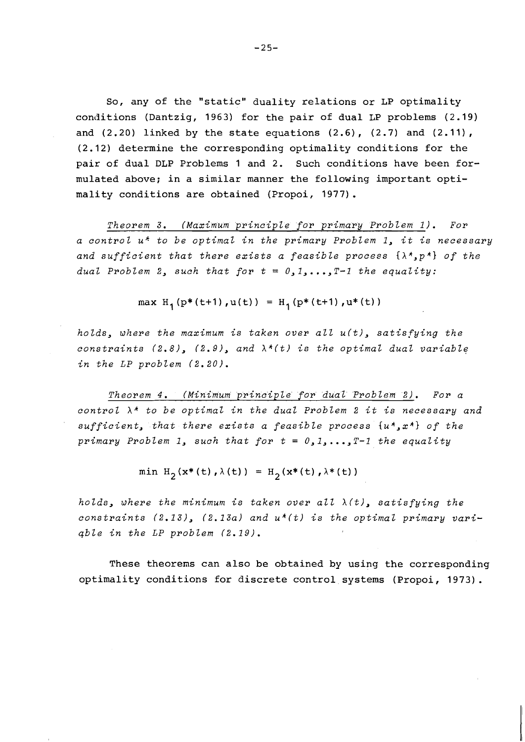So, any of the "static" duality relations or LP optimality conditions (Dantzig, 1963) for the pair of dual LP problems (2.19) and (2.20) linked by the state equations (2.6), (2.7) and (2.11), (2.12) determine the corresponding optimality conditions for the pair of dual DLP Problems 1 and 2. Such conditions have been formulated above; in a similar manner the following important optimality conditions are obtained (Propoi, 1977).

*Theorem 3. (Maximum principle for primary Problem 1). For a control $u^*$ to be optimal in the primary Problem 1, it is necessary and sufficient that there exists a feasible process $\{\lambda^*, p^*\}$ of the dual Problem 2, such that for $t = 0,1,\ldots,T-1$ the equality:*

$$\max H_1(p^*(t+1), u(t)) = H_1(p^*(t+1), u^*(t))$$

*holds, where the maximum is taken over all $u(t)$, satisfying the constraints (2.8), (2.9), and $\lambda^*(t)$ is the optimal dual variable in the LP problem (2.20).*

*Theorem 4. (Minimum principle for dual Problem 2). For a control $\lambda^*$ to be optimal in the dual Problem 2 it is necessary and sufficient, that there exists a feasible process $\{u^*, x^*\}$ of the primary Problem 1, such that for $t = 0,1,\ldots,T-1$ the equality*

$$\min H_2(x^*(t), \lambda(t)) = H_2(x^*(t), \lambda^*(t))$$

*holds, where the minimum is taken over all $\lambda(t)$, satisfying the constraints (2.13), (2.13a) and $u^*(t)$ is the optimal primary variable in the LP problem (2.19).*

These theorems can also be obtained by using the corresponding optimality conditions for discrete control systems (Propoi, 1973).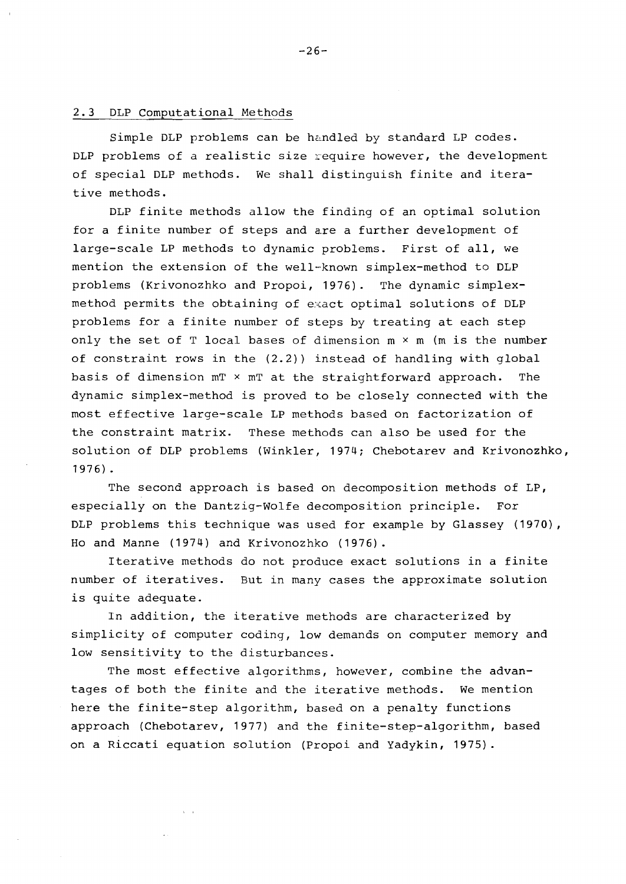## 2.3 DLP Computational Methods

Simple DLP problems can be handled by standard LP codes. DLP problems of a realistic size require however, the development of special DLP methods. We shall distinguish finite and iterative methods.

DLP finite methods allow the finding of an optimal solution for a finite number of steps and are a further development of large-scale LP methods to dynamic problems. First of all, we mention the extension of the well-known simplex-method to DLP problems (Krivonozhko and Propoi, 1976). The dynamic simplex-method permits the obtaining of exact optimal solutions of DLP problems for a finite number of steps by treating at each step only the set of T local bases of dimension $m \times m$ (m is the number of constraint rows in the (2.2)) instead of handling with global basis of dimension $mT \times mT$ at the straightforward approach. The dynamic simplex-method is proved to be closely connected with the most effective large-scale LP methods based on factorization of the constraint matrix. These methods can also be used for the solution of DLP problems (Winkler, 1974; Chebotarev and Krivonozhko, 1976).

The second approach is based on decomposition methods of LP, especially on the Dantzig-Wolfe decomposition principle. For DLP problems this technique was used for example by Glassey (1970), Ho and Manne (1974) and Krivonozhko (1976).

Iterative methods do not produce exact solutions in a finite number of iteratives. But in many cases the approximate solution is quite adequate.

In addition, the iterative methods are characterized by simplicity of computer coding, low demands on computer memory and low sensitivity to the disturbances.

The most effective algorithms, however, combine the advantages of both the finite and the iterative methods. We mention here the finite-step algorithm, based on a penalty functions approach (Chebotarev, 1977) and the finite-step-algorithm, based on a Riccati equation solution (Propoi and Yadykin, 1975).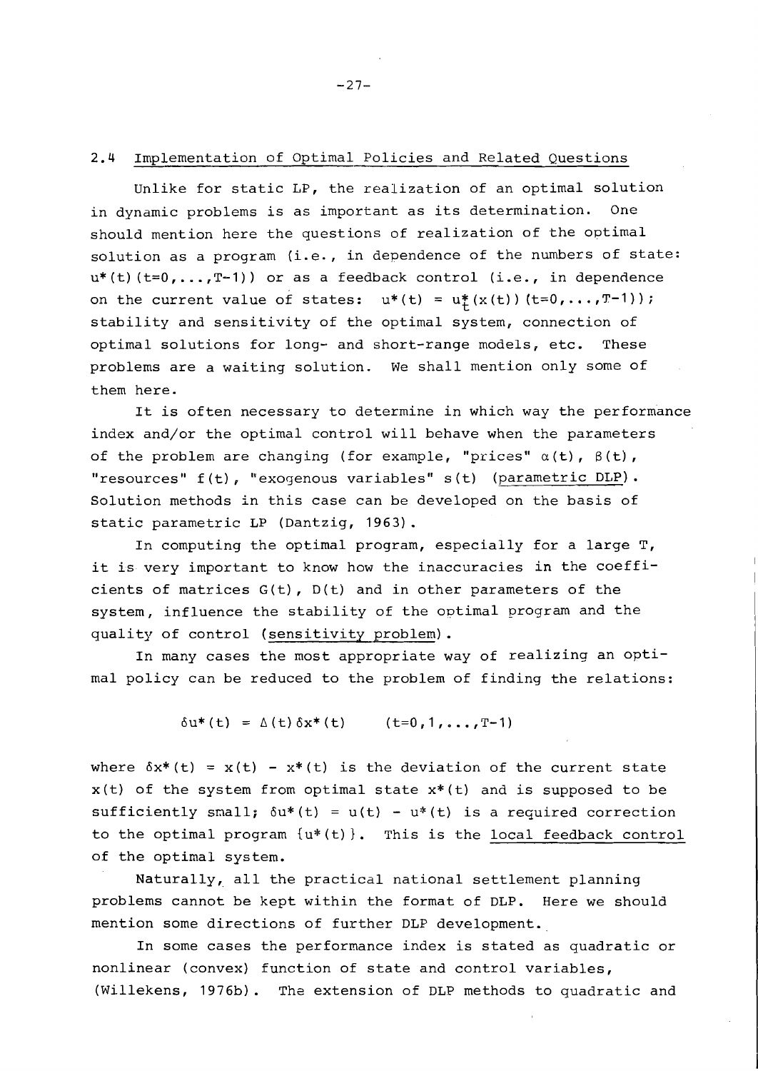## 2.4 Implementation of Optimal Policies and Related Questions

Unlike for static LP, the realization of an optimal solution in dynamic problems is as important as its determination. One should mention here the questions of realization of the optimal solution as a program (i.e., in dependence of the numbers of state: $u^*(t)$ $(t=0,\ldots,T-1)$) or as a feedback control (i.e., in dependence on the current value of states: $u^*(t) = u_t^*(x(t))$ $(t=0,\ldots,T-1)$); stability and sensitivity of the optimal system, connection of optimal solutions for long- and short-range models, etc. These problems are a waiting solution. We shall mention only some of them here.

It is often necessary to determine in which way the performance index and/or the optimal control will behave when the parameters of the problem are changing (for example, "prices" $\alpha(t)$, $\beta(t)$, "resources" $f(t)$, "exogenous variables" $s(t)$ (<u>parametric DLP</u>). Solution methods in this case can be developed on the basis of static parametric LP (Dantzig, 1963).

In computing the optimal program, especially for a large $T$, it is very important to know how the inaccuracies in the coefficients of matrices $G(t)$, $D(t)$ and in other parameters of the system, influence the stability of the optimal program and the quality of control (<u>sensitivity problem</u>).

In many cases the most appropriate way of realizing an optimal policy can be reduced to the problem of finding the relations:

$$\delta u^*(t) = \Delta(t)\,\delta x^*(t) \qquad (t=0,1,\ldots,T-1)$$

where $\delta x^*(t) = x(t) - x^*(t)$ is the deviation of the current state $x(t)$ of the system from optimal state $x^*(t)$ and is supposed to be sufficiently small; $\delta u^*(t) = u(t) - u^*(t)$ is a required correction to the optimal program $\{u^*(t)\}$. This is the <u>local feedback control</u> of the optimal system.

Naturally, all the practical national settlement planning problems cannot be kept within the format of DLP. Here we should mention some directions of further DLP development.

In some cases the performance index is stated as quadratic or nonlinear (convex) function of state and control variables, (Willekens, 1976b). The extension of DLP methods to quadratic and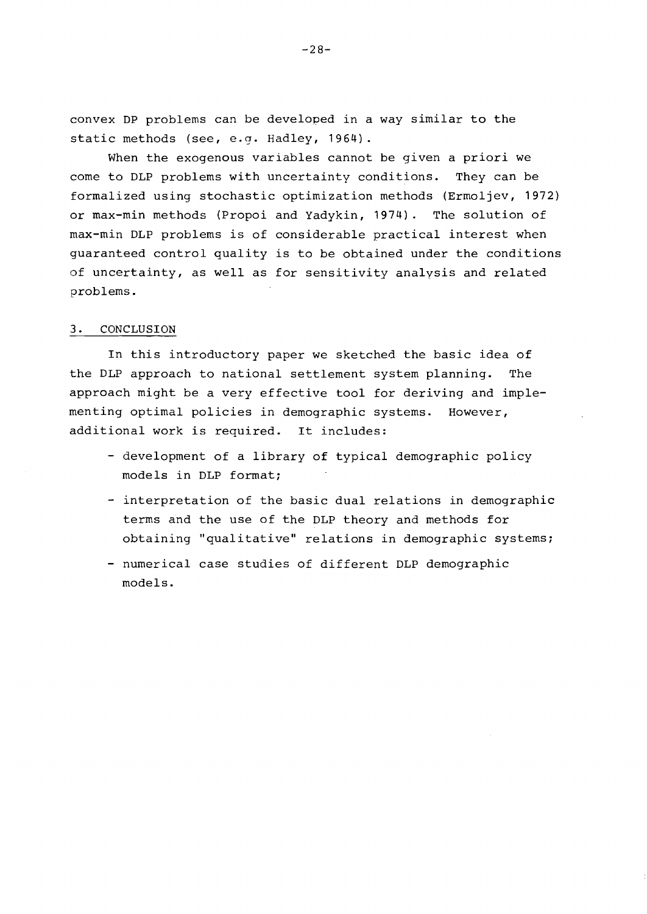convex DP problems can be developed in a way similar to the static methods (see, e.g. Hadley, 1964).

When the exogenous variables cannot be given a priori we come to DLP problems with uncertainty conditions. They can be formalized using stochastic optimization methods (Ermoljev, 1972) or max-min methods (Propoi and Yadykin, 1974). The solution of max-min DLP problems is of considerable practical interest when guaranteed control quality is to be obtained under the conditions of uncertainty, as well as for sensitivity analysis and related problems.

## 3. CONCLUSION

In this introductory paper we sketched the basic idea of the DLP approach to national settlement system planning. The approach might be a very effective tool for deriving and implementing optimal policies in demographic systems. However, additional work is required. It includes:

- development of a library of typical demographic policy models in DLP format;
- interpretation of the basic dual relations in demographic terms and the use of the DLP theory and methods for obtaining "qualitative" relations in demographic systems;
- numerical case studies of different DLP demographic models.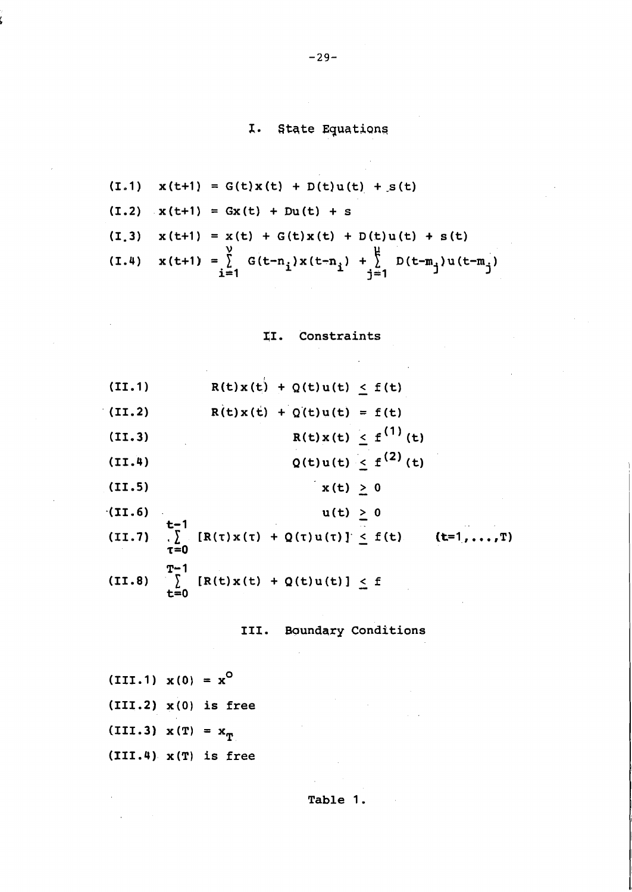## I. State Equations

(I.1) $x(t+1) = G(t)x(t) + D(t)u(t) + s(t)$

(I.2) $x(t+1) = Gx(t) + Du(t) + s$

(I.3) $x(t+1) = x(t) + G(t)x(t) + D(t)u(t) + s(t)$

(I.4) $x(t+1) = \sum_{i=1}^{\nu} G(t-n_i)x(t-n_i) + \sum_{j=1}^{\mu} D(t-m_j)u(t-m_j)$

## II. Constraints

(II.1) $R(t)x(t) + Q(t)u(t) \leq f(t)$

(II.2) $R(t)x(t) + Q(t)u(t) = f(t)$

(II.3) $R(t)x(t) \leq f^{(1)}(t)$

(II.4) $Q(t)u(t) \leq f^{(2)}(t)$

(II.5) $x(t) \geq 0$

(II.6) $u(t) \geq 0$

(II.7) $\sum_{\tau=0}^{t-1} [R(\tau)x(\tau) + Q(\tau)u(\tau)] \leq f(t) \qquad (t=1,\ldots,T)$

(II.8) $\sum_{t=0}^{T-1} [R(t)x(t) + Q(t)u(t)] \leq f$

## III. Boundary Conditions

(III.1) $x(0) = x^{o}$

(III.2) $x(0)$ is free

(III.3) $x(T) = x_T$

(III.4) $x(T)$ is free

Table 1.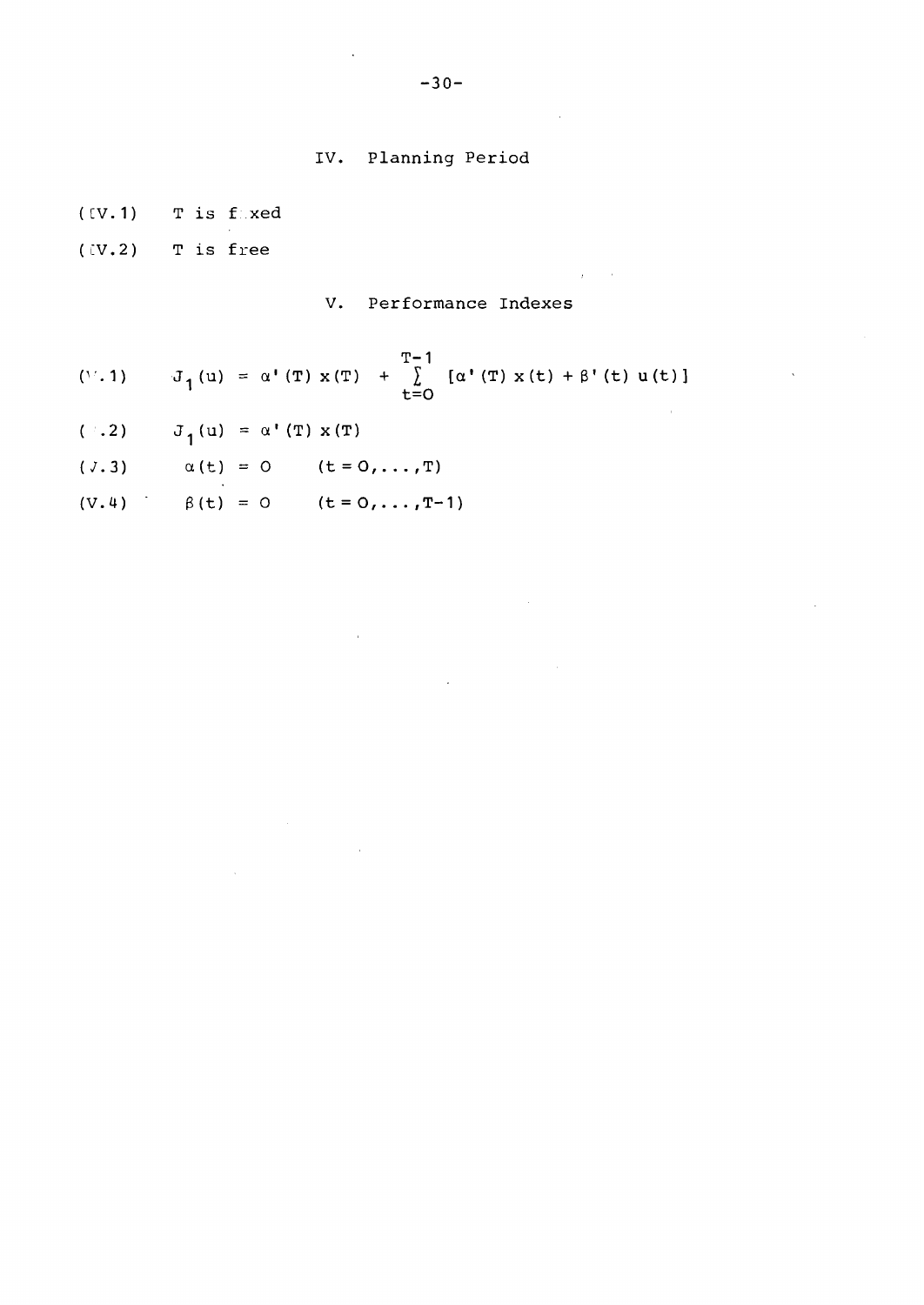## IV. Planning Period

(IV.1) T is fixed

(IV.2) T is free

## V. Performance Indexes

(V.1) $$J_1(u) = \alpha'(T)\,x(T) + \sum_{t=0}^{T-1} [\alpha'(T)\,x(t) + \beta'(t)\,u(t)]$$

(V.2) $$J_1(u) = \alpha'(T)\,x(T)$$

(V.3) $\alpha(t) = 0 \qquad (t = 0,\ldots,T)$

(V.4) $\beta(t) = 0 \qquad (t = 0,\ldots,T-1)$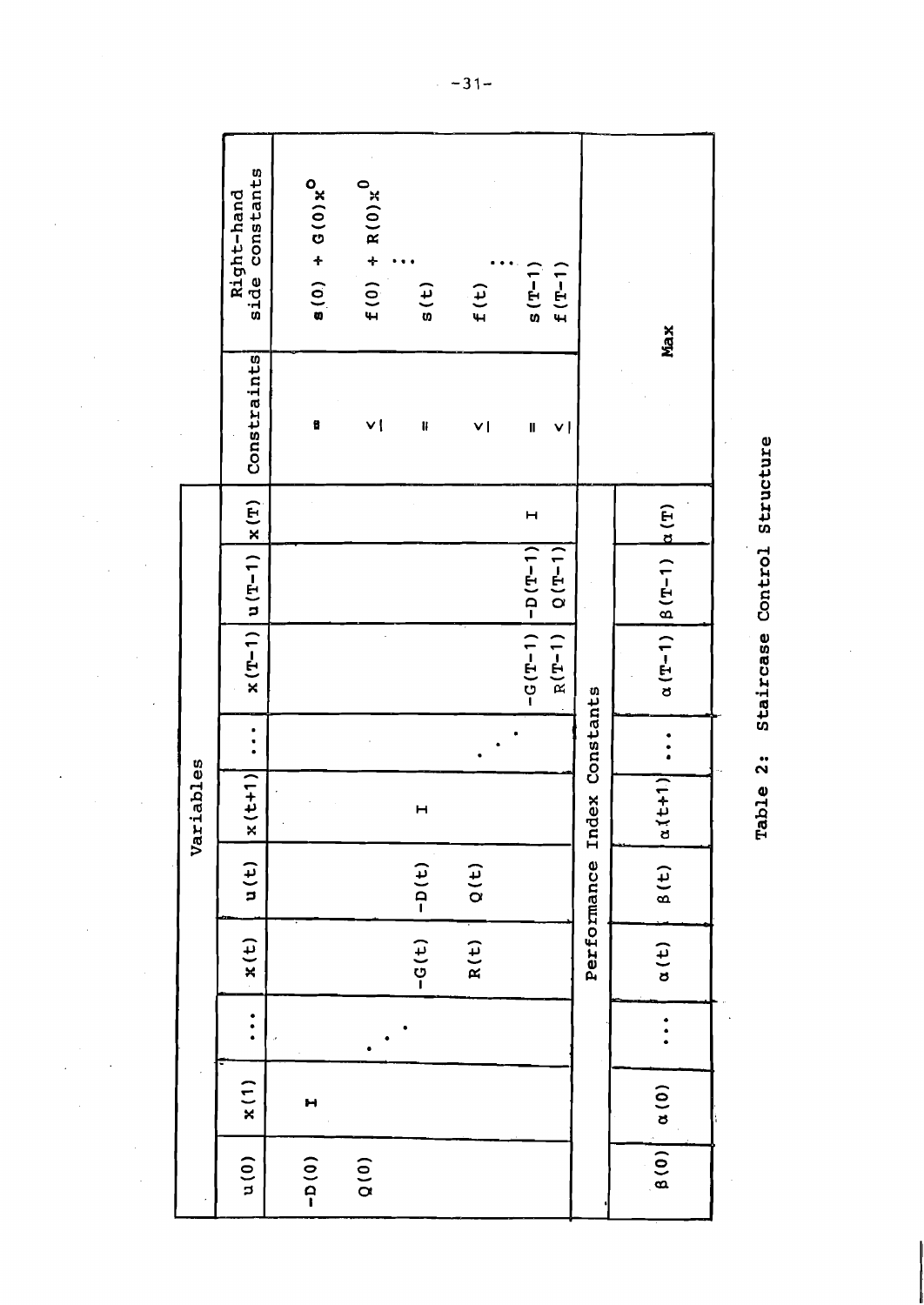| Variables | | | | | | | | | | | Constraints | Right-hand side constants |
|---|---|---|---|---|---|---|---|---|---|---|---|---|
| $u(0)$ | $x(1)$ | ... | $x(t)$ | $u(t)$ | $x(t+1)$ | ... | $x(T-1)$ | $u(T-1)$ | $x(T)$ | | | |
| $-D(0)$ | $I$ | | | | | | | | | | $=$ | $s(0) + G(0)x^0$ |
| $Q(0)$ | | | | | | | | | | | $\leq$ | $f(0) + R(0)x^0$ |
| | | $\cdot$ | | | | | | | | | | $\vdots$ |
| | | | $-G(t)$ | $-D(t)$ | $I$ | | | | | | $=$ | $s(t)$ |
| | | | $R(t)$ | $Q(t)$ | | | | | | | $\leq$ | $f(t)$ |
| | | | | | | $\cdot$ | | | | | | $\vdots$ |
| | | | | | | | $-G(T-1)$ | $-D(T-1)$ | $I$ | | $=$ | $s(T-1)$ |
| | | | | | | | $R(T-1)$ | $Q(T-1)$ | | | $\leq$ | $f(T-1)$ |
| Performance Index Constants | | | | | | | | | | | | |
| $\beta(0)$ | $\alpha(0)$ | ... | $\alpha(t)$ | $\beta(t)$ | $\alpha(t+1)$ | ... | $\alpha(T-1)$ | $\beta(T-1)$ | $\alpha(T)$ | | Max | |

Table 2: Staircase Control Structure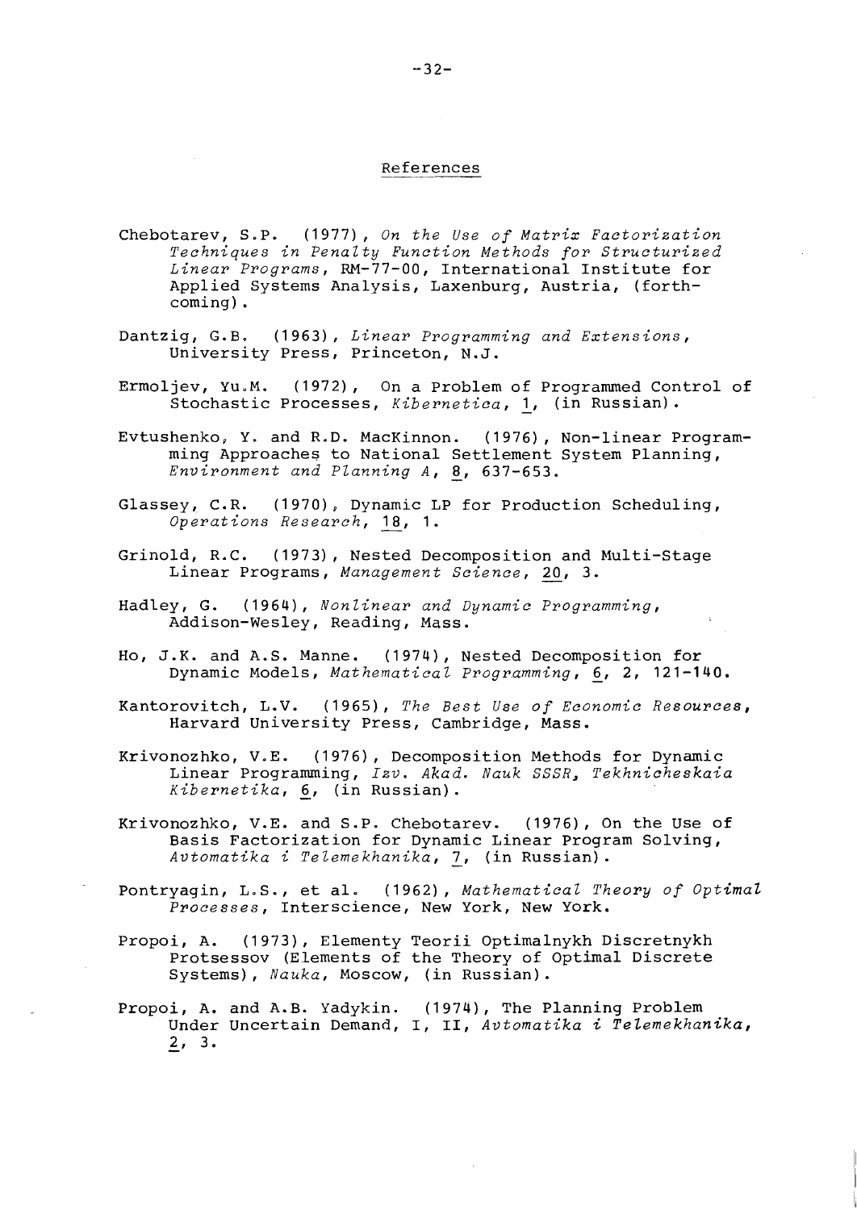## References

Chebotarev, S.P. (1977), *On the Use of Matrix Factorization Techniques in Penalty Function Methods for Structurized Linear Programs*, RM-77-00, International Institute for Applied Systems Analysis, Laxenburg, Austria, (forthcoming).

Dantzig, G.B. (1963), *Linear Programming and Extensions*, University Press, Princeton, N.J.

Ermoljev, Yu.M. (1972), On a Problem of Programmed Control of Stochastic Processes, *Kibernetica*, 1, (in Russian).

Evtushenko, Y. and R.D. MacKinnon. (1976), Non-linear Programming Approaches to National Settlement System Planning, *Environment and Planning A*, 8, 637-653.

Glassey, C.R. (1970), Dynamic LP for Production Scheduling, *Operations Research*, 18, 1.

Grinold, R.C. (1973), Nested Decomposition and Multi-Stage Linear Programs, *Management Science*, 20, 3.

Hadley, G. (1964), *Nonlinear and Dynamic Programming*, Addison-Wesley, Reading, Mass.

Ho, J.K. and A.S. Manne. (1974), Nested Decomposition for Dynamic Models, *Mathematical Programming*, 6, 2, 121-140.

Kantorovitch, L.V. (1965), *The Best Use of Economic Resources*, Harvard University Press, Cambridge, Mass.

Krivonozhko, V.E. (1976), Decomposition Methods for Dynamic Linear Programming, *Izv. Akad. Nauk SSSR, Tekhnicheskaia Kibernetika*, 6, (in Russian).

Krivonozhko, V.E. and S.P. Chebotarev. (1976), On the Use of Basis Factorization for Dynamic Linear Program Solving, *Avtomatika i Telemekhanika*, 7, (in Russian).

Pontryagin, L.S., et al. (1962), *Mathematical Theory of Optimal Processes*, Interscience, New York, New York.

Propoi, A. (1973), Elementy Teorii Optimalnykh Discretnykh Protsessov (Elements of the Theory of Optimal Discrete Systems), *Nauka*, Moscow, (in Russian).

Propoi, A. and A.B. Yadykin. (1974), The Planning Problem Under Uncertain Demand, I, II, *Avtomatika i Telemekhanika*, 2, 3.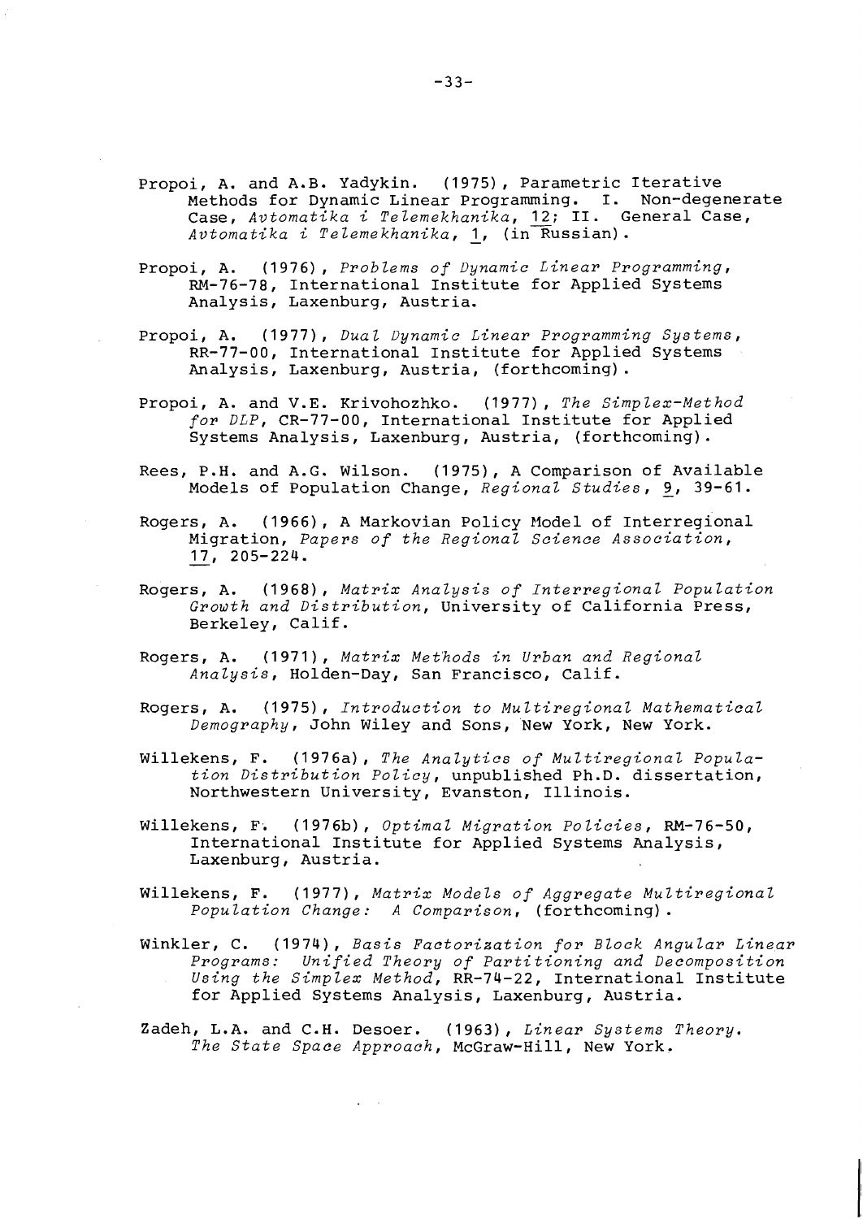Propoi, A. and A.B. Yadykin. (1975), Parametric Iterative Methods for Dynamic Linear Programming. I. Non-degenerate Case, *Avtomatika i Telemekhanika*, 12; II. General Case, *Avtomatika i Telemekhanika*, 1, (in Russian).

Propoi, A. (1976), *Problems of Dynamic Linear Programming*, RM-76-78, International Institute for Applied Systems Analysis, Laxenburg, Austria.

Propoi, A. (1977), *Dual Dynamic Linear Programming Systems*, RR-77-00, International Institute for Applied Systems Analysis, Laxenburg, Austria, (forthcoming).

Propoi, A. and V.E. Krivohozhko. (1977), *The Simplex-Method for DLP*, CR-77-00, International Institute for Applied Systems Analysis, Laxenburg, Austria, (forthcoming).

Rees, P.H. and A.G. Wilson. (1975), A Comparison of Available Models of Population Change, *Regional Studies*, 9, 39-61.

Rogers, A. (1966), A Markovian Policy Model of Interregional Migration, *Papers of the Regional Science Association*, 17, 205-224.

Rogers, A. (1968), *Matrix Analysis of Interregional Population Growth and Distribution*, University of California Press, Berkeley, Calif.

Rogers, A. (1971), *Matrix Methods in Urban and Regional Analysis*, Holden-Day, San Francisco, Calif.

Rogers, A. (1975), *Introduction to Multiregional Mathematical Demography*, John Wiley and Sons, New York, New York.

Willekens, F. (1976a), *The Analytics of Multiregional Population Distribution Policy*, unpublished Ph.D. dissertation, Northwestern University, Evanston, Illinois.

Willekens, F. (1976b), *Optimal Migration Policies*, RM-76-50, International Institute for Applied Systems Analysis, Laxenburg, Austria.

Willekens, F. (1977), *Matrix Models of Aggregate Multiregional Population Change: A Comparison*, (forthcoming).

Winkler, C. (1974), *Basis Factorization for Block Angular Linear Programs: Unified Theory of Partitioning and Decomposition Using the Simplex Method*, RR-74-22, International Institute for Applied Systems Analysis, Laxenburg, Austria.

Zadeh, L.A. and C.H. Desoer. (1963), *Linear Systems Theory. The State Space Approach*, McGraw-Hill, New York.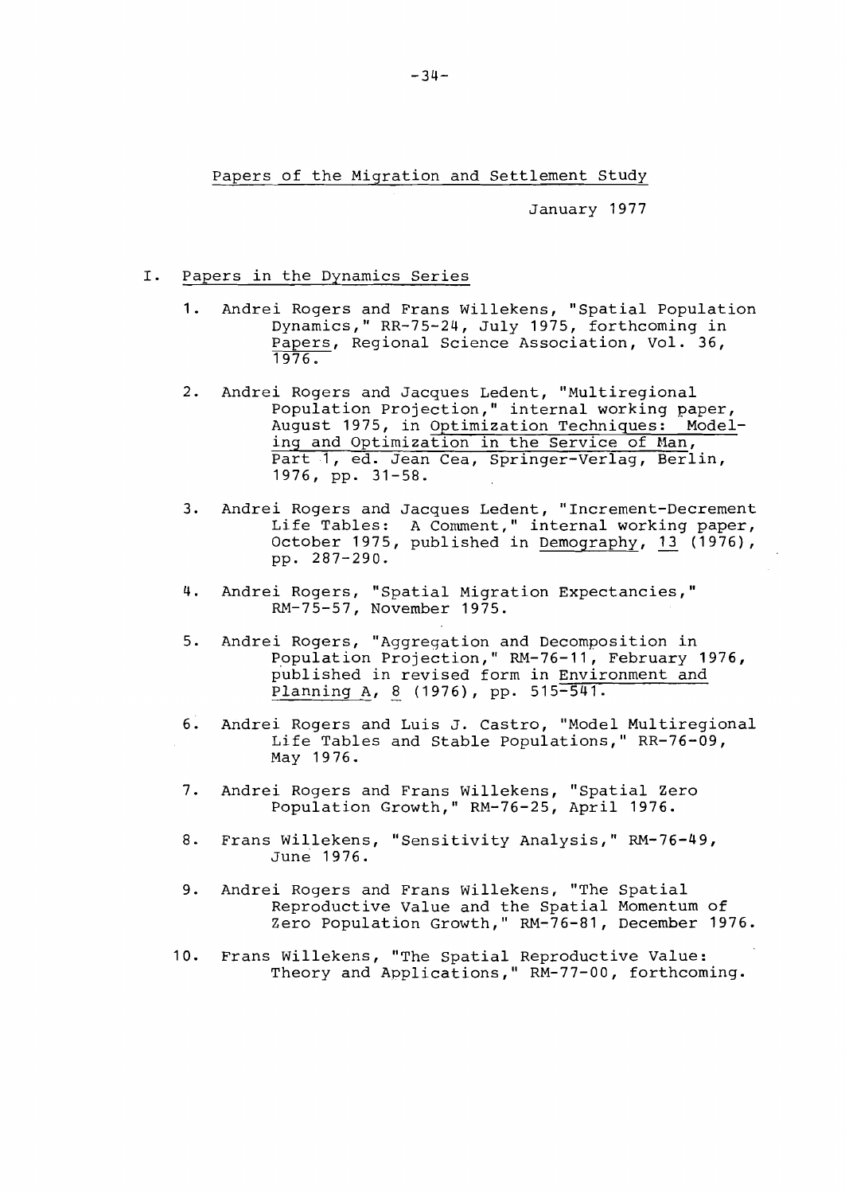Papers of the Migration and Settlement Study

January 1977

## I. Papers in the Dynamics Series

1. Andrei Rogers and Frans Willekens, "Spatial Population Dynamics," RR-75-24, July 1975, forthcoming in Papers, Regional Science Association, Vol. 36, 1976.

2. Andrei Rogers and Jacques Ledent, "Multiregional Population Projection," internal working paper, August 1975, in Optimization Techniques: Modeling and Optimization in the Service of Man, Part 1, ed. Jean Cea, Springer-Verlag, Berlin, 1976, pp. 31-58.

3. Andrei Rogers and Jacques Ledent, "Increment-Decrement Life Tables: A Comment," internal working paper, October 1975, published in Demography, 13 (1976), pp. 287-290.

4. Andrei Rogers, "Spatial Migration Expectancies," RM-75-57, November 1975.

5. Andrei Rogers, "Aggregation and Decomposition in Population Projection," RM-76-11, February 1976, published in revised form in Environment and Planning A, 8 (1976), pp. 515-541.

6. Andrei Rogers and Luis J. Castro, "Model Multiregional Life Tables and Stable Populations," RR-76-09, May 1976.

7. Andrei Rogers and Frans Willekens, "Spatial Zero Population Growth," RM-76-25, April 1976.

8. Frans Willekens, "Sensitivity Analysis," RM-76-49, June 1976.

9. Andrei Rogers and Frans Willekens, "The Spatial Reproductive Value and the Spatial Momentum of Zero Population Growth," RM-76-81, December 1976.

10. Frans Willekens, "The Spatial Reproductive Value: Theory and Applications," RM-77-00, forthcoming.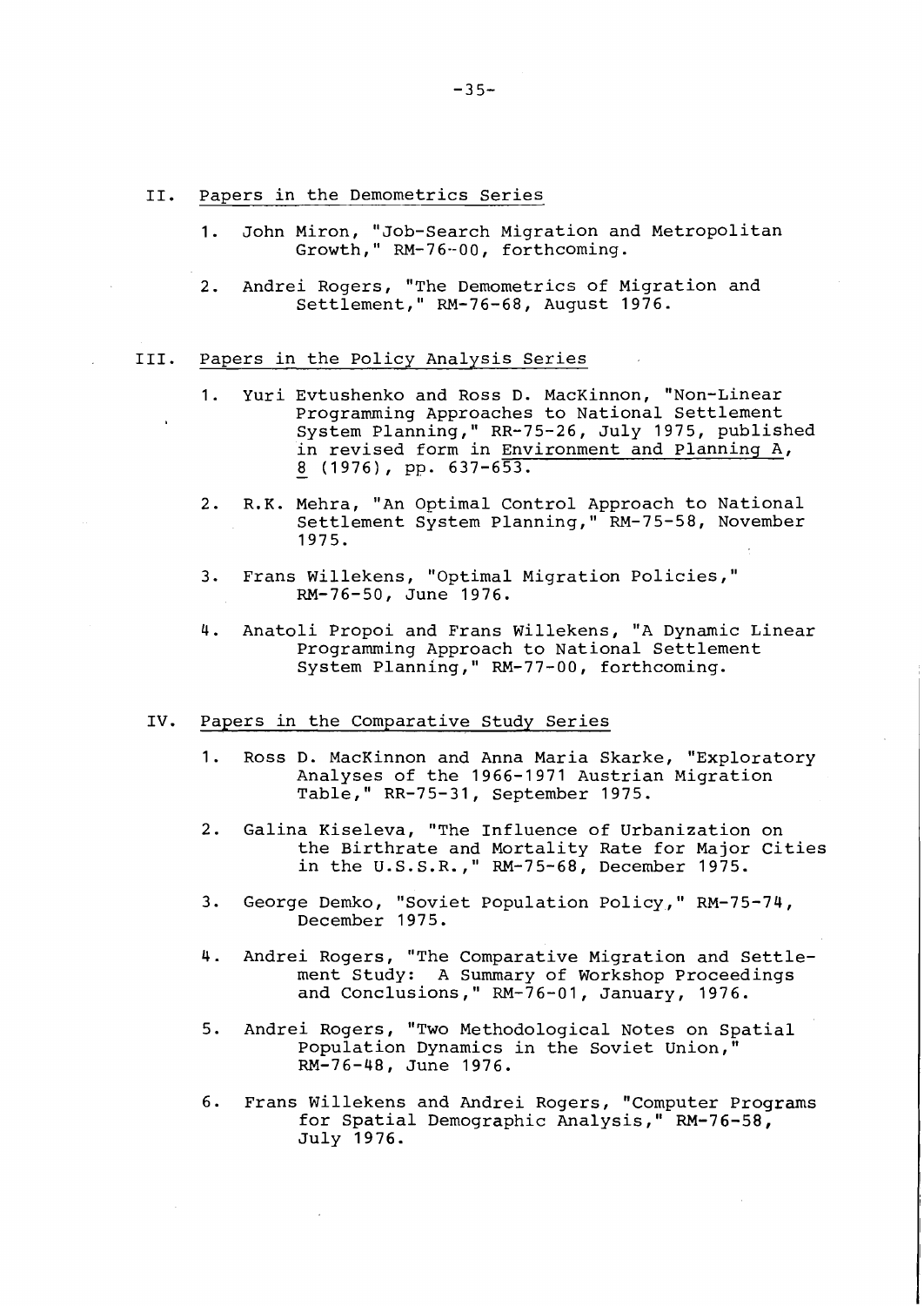## II. Papers in the Demometrics Series

1. John Miron, "Job-Search Migration and Metropolitan Growth," RM-76-00, forthcoming.

2. Andrei Rogers, "The Demometrics of Migration and Settlement," RM-76-68, August 1976.

## III. Papers in the Policy Analysis Series

1. Yuri Evtushenko and Ross D. MacKinnon, "Non-Linear Programming Approaches to National Settlement System Planning," RR-75-26, July 1975, published in revised form in Environment and Planning A, 8 (1976), pp. 637-653.

2. R.K. Mehra, "An Optimal Control Approach to National Settlement System Planning," RM-75-58, November 1975.

3. Frans Willekens, "Optimal Migration Policies," RM-76-50, June 1976.

4. Anatoli Propoi and Frans Willekens, "A Dynamic Linear Programming Approach to National Settlement System Planning," RM-77-00, forthcoming.

## IV. Papers in the Comparative Study Series

1. Ross D. MacKinnon and Anna Maria Skarke, "Exploratory Analyses of the 1966-1971 Austrian Migration Table," RR-75-31, September 1975.

2. Galina Kiseleva, "The Influence of Urbanization on the Birthrate and Mortality Rate for Major Cities in the U.S.S.R.," RM-75-68, December 1975.

3. George Demko, "Soviet Population Policy," RM-75-74, December 1975.

4. Andrei Rogers, "The Comparative Migration and Settlement Study: A Summary of Workshop Proceedings and Conclusions," RM-76-01, January, 1976.

5. Andrei Rogers, "Two Methodological Notes on Spatial Population Dynamics in the Soviet Union," RM-76-48, June 1976.

6. Frans Willekens and Andrei Rogers, "Computer Programs for Spatial Demographic Analysis," RM-76-58, July 1976.